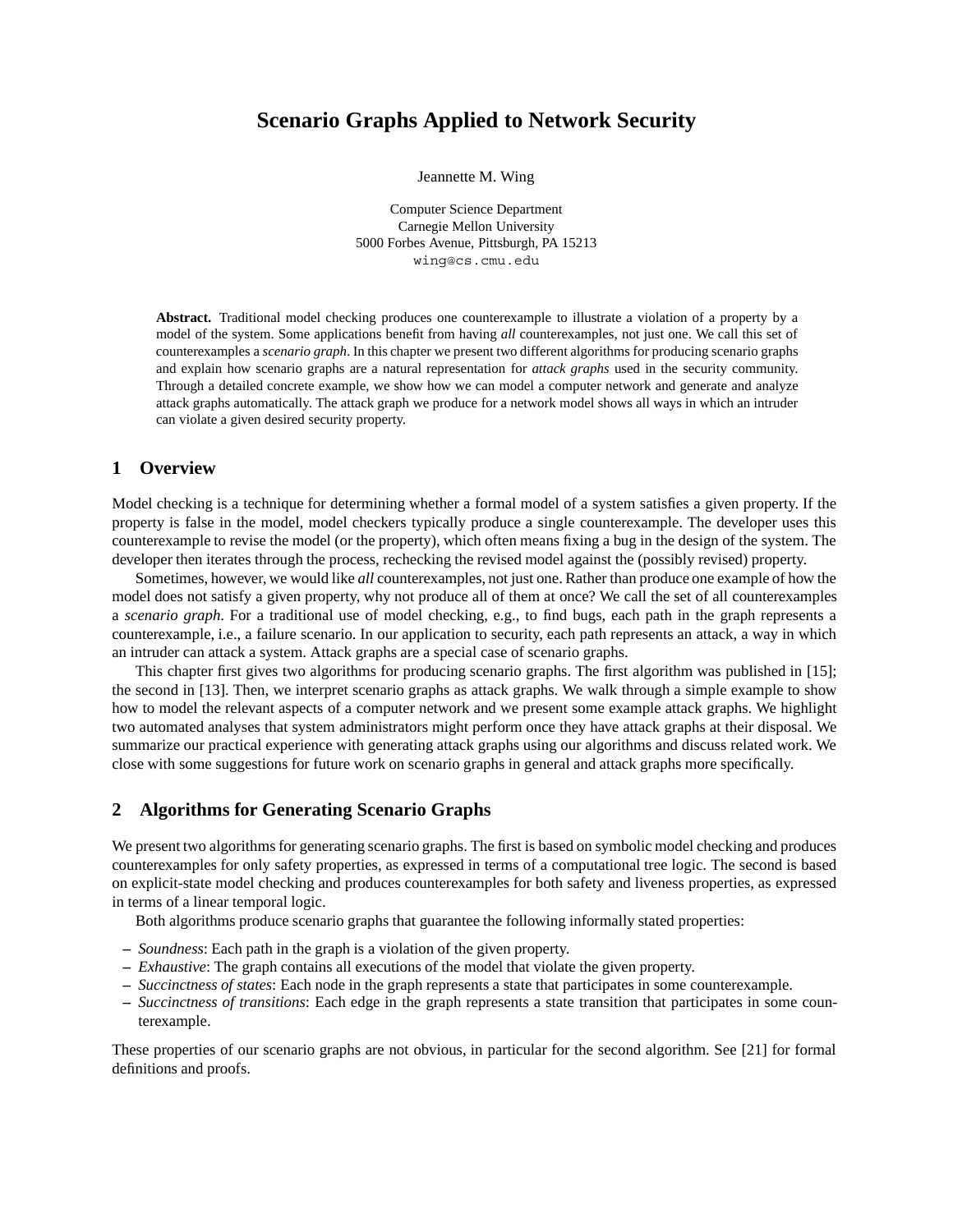# Scenario Graphs Applied to Network Security

Jeannette M. Wing

Computer Science Department
Carnegie Mellon University
5000 Forbes Avenue, Pittsburgh, PA 15213
wing@cs.cmu.edu

**Abstract.** Traditional model checking produces one counterexample to illustrate a violation of a property by a model of the system. Some applications benefit from having *all* counterexamples, not just one. We call this set of counterexamples a *scenario graph*. In this chapter we present two different algorithms for producing scenario graphs and explain how scenario graphs are a natural representation for *attack graphs* used in the security community. Through a detailed concrete example, we show how we can model a computer network and generate and analyze attack graphs automatically. The attack graph we produce for a network model shows all ways in which an intruder can violate a given desired security property.

## 1 Overview

Model checking is a technique for determining whether a formal model of a system satisfies a given property. If the property is false in the model, model checkers typically produce a single counterexample. The developer uses this counterexample to revise the model (or the property), which often means fixing a bug in the design of the system. The developer then iterates through the process, rechecking the revised model against the (possibly revised) property.

Sometimes, however, we would like *all* counterexamples, not just one. Rather than produce one example of how the model does not satisfy a given property, why not produce all of them at once? We call the set of all counterexamples a *scenario graph*. For a traditional use of model checking, e.g., to find bugs, each path in the graph represents a counterexample, i.e., a failure scenario. In our application to security, each path represents an attack, a way in which an intruder can attack a system. Attack graphs are a special case of scenario graphs.

This chapter first gives two algorithms for producing scenario graphs. The first algorithm was published in [15]; the second in [13]. Then, we interpret scenario graphs as attack graphs. We walk through a simple example to show how to model the relevant aspects of a computer network and we present some example attack graphs. We highlight two automated analyses that system administrators might perform once they have attack graphs at their disposal. We summarize our practical experience with generating attack graphs using our algorithms and discuss related work. We close with some suggestions for future work on scenario graphs in general and attack graphs more specifically.

## 2 Algorithms for Generating Scenario Graphs

We present two algorithms for generating scenario graphs. The first is based on symbolic model checking and produces counterexamples for only safety properties, as expressed in terms of a computational tree logic. The second is based on explicit-state model checking and produces counterexamples for both safety and liveness properties, as expressed in terms of a linear temporal logic.

Both algorithms produce scenario graphs that guarantee the following informally stated properties:

- *Soundness*: Each path in the graph is a violation of the given property.
- *Exhaustive*: The graph contains all executions of the model that violate the given property.
- *Succinctness of states*: Each node in the graph represents a state that participates in some counterexample.
- *Succinctness of transitions*: Each edge in the graph represents a state transition that participates in some counterexample.

These properties of our scenario graphs are not obvious, in particular for the second algorithm. See [21] for formal definitions and proofs.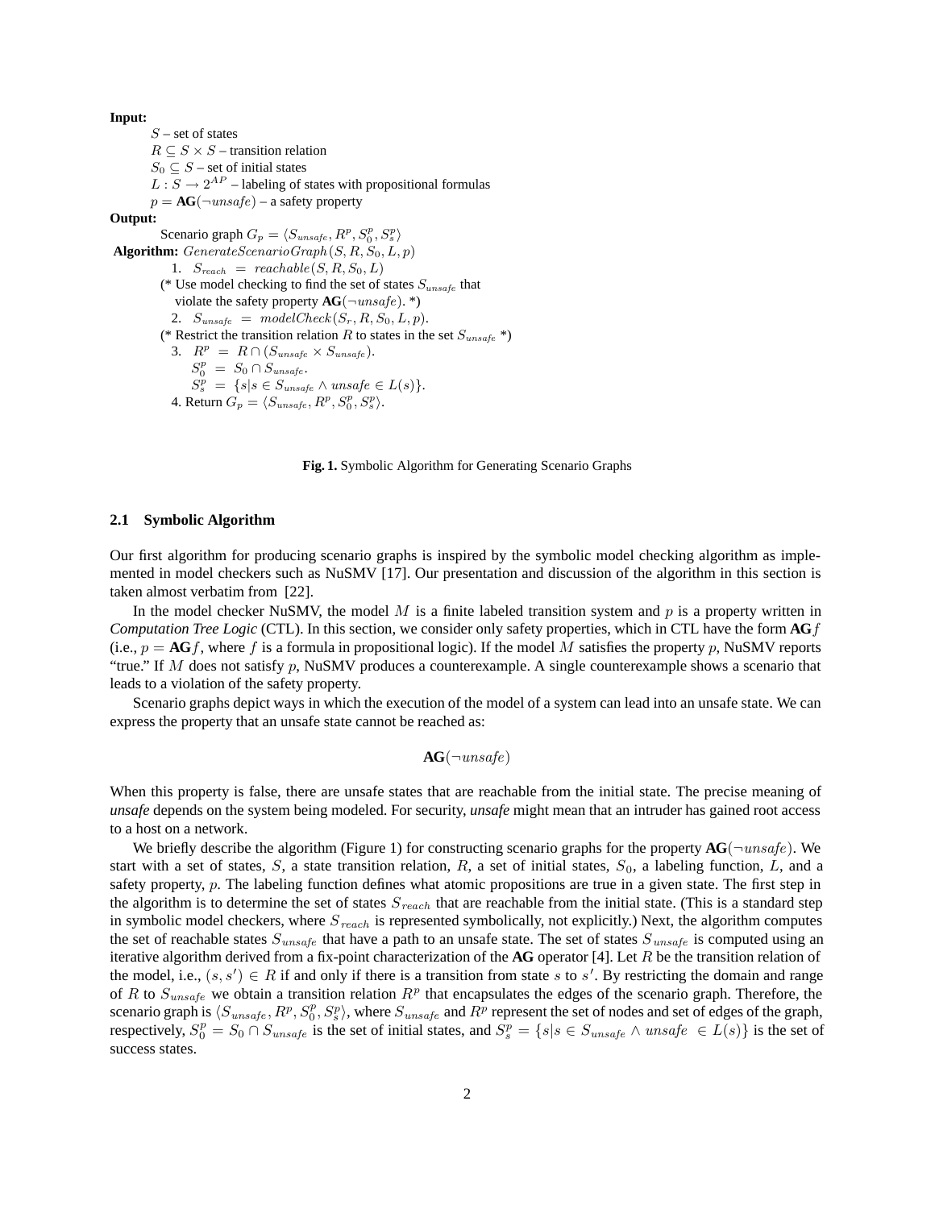**Input:**

$S$ – set of states
$R \subseteq S \times S$ – transition relation
$S_0 \subseteq S$ – set of initial states
$L : S \rightarrow 2^{AP}$ – labeling of states with propositional formulas
$p = \mathbf{AG}(\neg unsafe)$ – a safety property

**Output:**

Scenario graph $G_p = \langle S_{unsafe}, R^p, S_0^p, S_s^p \rangle$

**Algorithm:** $GenerateScenarioGraph(S, R, S_0, L, p)$

1. $S_{reach} = reachable(S, R, S_0, L)$

(* Use model checking to find the set of states $S_{unsafe}$ that violate the safety property $\mathbf{AG}(\neg unsafe)$. *)

2. $S_{unsafe} = modelCheck(S_r, R, S_0, L, p)$.

(* Restrict the transition relation $R$ to states in the set $S_{unsafe}$ *)

3. $R^p = R \cap (S_{unsafe} \times S_{unsafe})$.
   $S_0^p = S_0 \cap S_{unsafe}$.
   $S_s^p = \{s | s \in S_{unsafe} \wedge unsafe \in L(s)\}$.
4. Return $G_p = \langle S_{unsafe}, R^p, S_0^p, S_s^p \rangle$.

**Fig. 1.** Symbolic Algorithm for Generating Scenario Graphs

### 2.1 Symbolic Algorithm

Our first algorithm for producing scenario graphs is inspired by the symbolic model checking algorithm as implemented in model checkers such as NuSMV [17]. Our presentation and discussion of the algorithm in this section is taken almost verbatim from [22].

In the model checker NuSMV, the model $M$ is a finite labeled transition system and $p$ is a property written in *Computation Tree Logic* (CTL). In this section, we consider only safety properties, which in CTL have the form $\mathbf{AG}f$ (i.e., $p = \mathbf{AG}f$, where $f$ is a formula in propositional logic). If the model $M$ satisfies the property $p$, NuSMV reports "true." If $M$ does not satisfy $p$, NuSMV produces a counterexample. A single counterexample shows a scenario that leads to a violation of the safety property.

Scenario graphs depict ways in which the execution of the model of a system can lead into an unsafe state. We can express the property that an unsafe state cannot be reached as:

$$\mathbf{AG}(\neg unsafe)$$

When this property is false, there are unsafe states that are reachable from the initial state. The precise meaning of *unsafe* depends on the system being modeled. For security, *unsafe* might mean that an intruder has gained root access to a host on a network.

We briefly describe the algorithm (Figure 1) for constructing scenario graphs for the property $\mathbf{AG}(\neg unsafe)$. We start with a set of states, $S$, a state transition relation, $R$, a set of initial states, $S_0$, a labeling function, $L$, and a safety property, $p$. The labeling function defines what atomic propositions are true in a given state. The first step in the algorithm is to determine the set of states $S_{reach}$ that are reachable from the initial state. (This is a standard step in symbolic model checkers, where $S_{reach}$ is represented symbolically, not explicitly.) Next, the algorithm computes the set of reachable states $S_{unsafe}$ that have a path to an unsafe state. The set of states $S_{unsafe}$ is computed using an iterative algorithm derived from a fix-point characterization of the **AG** operator [4]. Let $R$ be the transition relation of the model, i.e., $(s, s') \in R$ if and only if there is a transition from state $s$ to $s'$. By restricting the domain and range of $R$ to $S_{unsafe}$ we obtain a transition relation $R^p$ that encapsulates the edges of the scenario graph. Therefore, the scenario graph is $\langle S_{unsafe}, R^p, S_0^p, S_s^p \rangle$, where $S_{unsafe}$ and $R^p$ represent the set of nodes and set of edges of the graph, respectively, $S_0^p = S_0 \cap S_{unsafe}$ is the set of initial states, and $S_s^p = \{s | s \in S_{unsafe} \wedge unsafe \in L(s)\}$ is the set of success states.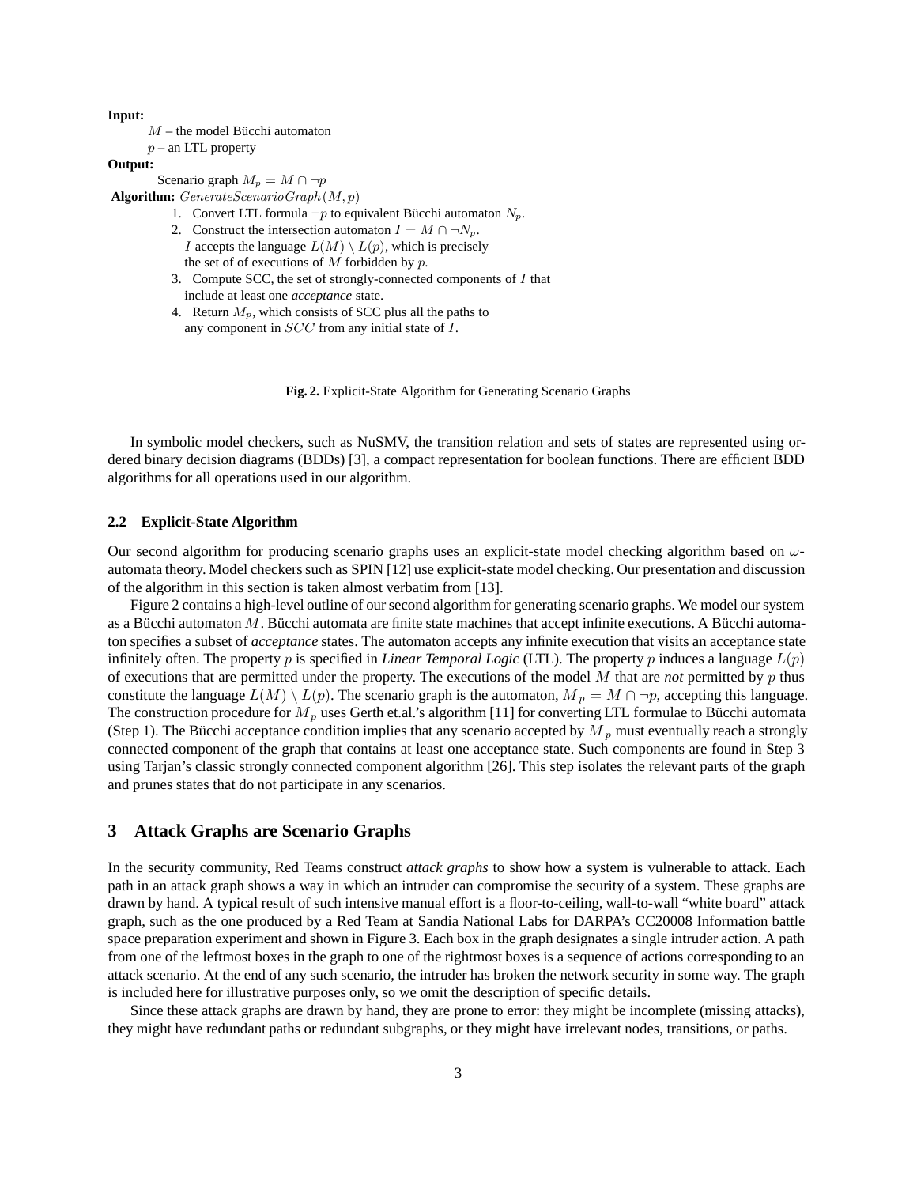**Input:**

$M$ – the model Bücchi automaton

$p$ – an LTL property

**Output:**

Scenario graph $M_p = M \cap \neg p$

**Algorithm:** $GenerateScenarioGraph(M, p)$

1. Convert LTL formula $\neg p$ to equivalent Bücchi automaton $N_p$.
2. Construct the intersection automaton $I = M \cap \neg N_p$.
   $I$ accepts the language $L(M) \setminus L(p)$, which is precisely
   the set of of executions of $M$ forbidden by $p$.
3. Compute SCC, the set of strongly-connected components of $I$ that
   include at least one *acceptance* state.
4. Return $M_p$, which consists of SCC plus all the paths to
   any component in $SCC$ from any initial state of $I$.

**Fig. 2.** Explicit-State Algorithm for Generating Scenario Graphs

In symbolic model checkers, such as NuSMV, the transition relation and sets of states are represented using ordered binary decision diagrams (BDDs) [3], a compact representation for boolean functions. There are efficient BDD algorithms for all operations used in our algorithm.

### 2.2 Explicit-State Algorithm

Our second algorithm for producing scenario graphs uses an explicit-state model checking algorithm based on $\omega$-automata theory. Model checkers such as SPIN [12] use explicit-state model checking. Our presentation and discussion of the algorithm in this section is taken almost verbatim from [13].

Figure 2 contains a high-level outline of our second algorithm for generating scenario graphs. We model our system as a Bücchi automaton $M$. Bücchi automata are finite state machines that accept infinite executions. A Bücchi automaton specifies a subset of *acceptance* states. The automaton accepts any infinite execution that visits an acceptance state infinitely often. The property $p$ is specified in *Linear Temporal Logic* (LTL). The property $p$ induces a language $L(p)$ of executions that are permitted under the property. The executions of the model $M$ that are *not* permitted by $p$ thus constitute the language $L(M) \setminus L(p)$. The scenario graph is the automaton, $M_p = M \cap \neg p$, accepting this language. The construction procedure for $M_p$ uses Gerth et.al.'s algorithm [11] for converting LTL formulae to Bücchi automata (Step 1). The Bücchi acceptance condition implies that any scenario accepted by $M_p$ must eventually reach a strongly connected component of the graph that contains at least one acceptance state. Such components are found in Step 3 using Tarjan's classic strongly connected component algorithm [26]. This step isolates the relevant parts of the graph and prunes states that do not participate in any scenarios.

## 3 Attack Graphs are Scenario Graphs

In the security community, Red Teams construct *attack graphs* to show how a system is vulnerable to attack. Each path in an attack graph shows a way in which an intruder can compromise the security of a system. These graphs are drawn by hand. A typical result of such intensive manual effort is a floor-to-ceiling, wall-to-wall "white board" attack graph, such as the one produced by a Red Team at Sandia National Labs for DARPA's CC20008 Information battle space preparation experiment and shown in Figure 3. Each box in the graph designates a single intruder action. A path from one of the leftmost boxes in the graph to one of the rightmost boxes is a sequence of actions corresponding to an attack scenario. At the end of any such scenario, the intruder has broken the network security in some way. The graph is included here for illustrative purposes only, so we omit the description of specific details.

Since these attack graphs are drawn by hand, they are prone to error: they might be incomplete (missing attacks), they might have redundant paths or redundant subgraphs, or they might have irrelevant nodes, transitions, or paths.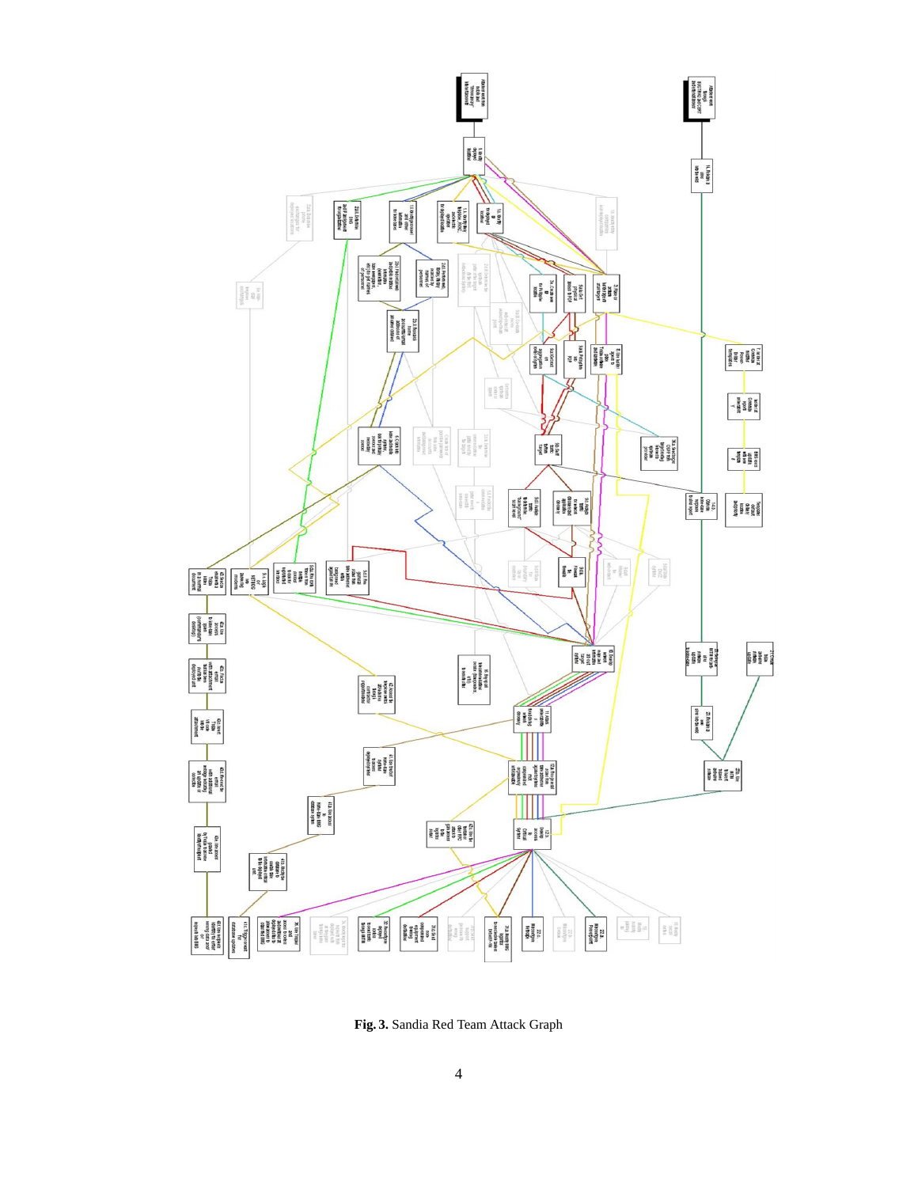**Fig. 3.** Sandia Red Team Attack Graph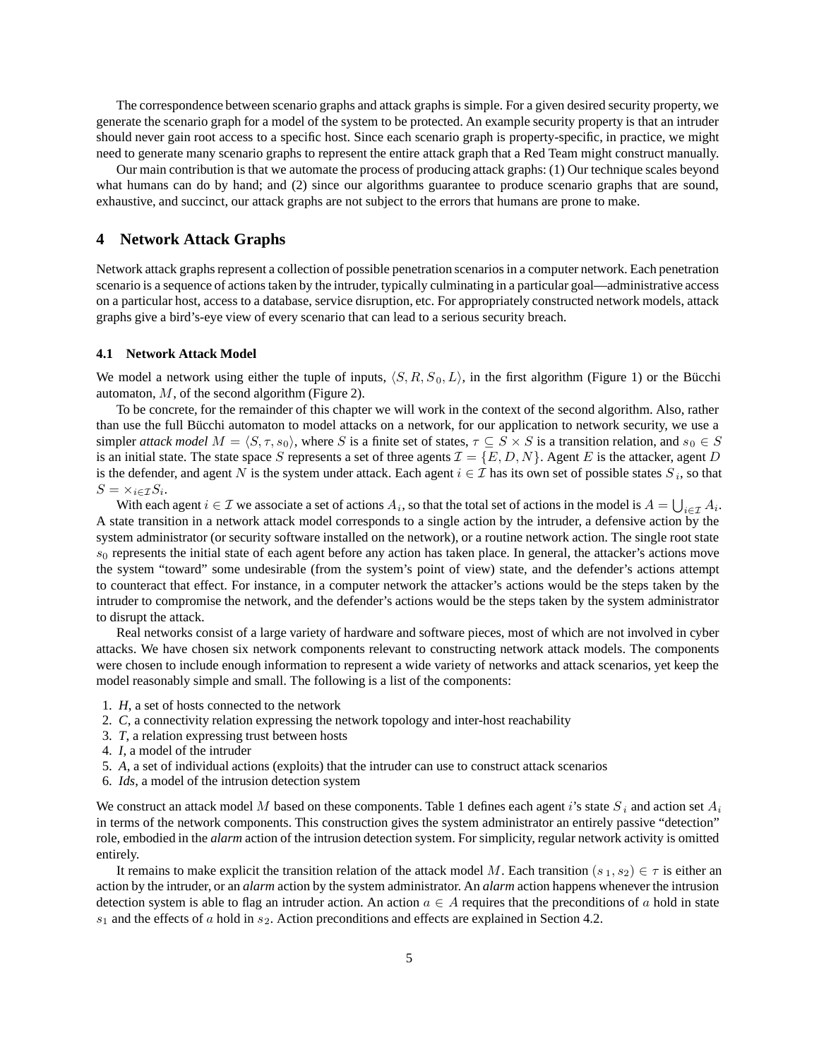The correspondence between scenario graphs and attack graphs is simple. For a given desired security property, we generate the scenario graph for a model of the system to be protected. An example security property is that an intruder should never gain root access to a specific host. Since each scenario graph is property-specific, in practice, we might need to generate many scenario graphs to represent the entire attack graph that a Red Team might construct manually.

Our main contribution is that we automate the process of producing attack graphs: (1) Our technique scales beyond what humans can do by hand; and (2) since our algorithms guarantee to produce scenario graphs that are sound, exhaustive, and succinct, our attack graphs are not subject to the errors that humans are prone to make.

# 4 Network Attack Graphs

Network attack graphs represent a collection of possible penetration scenarios in a computer network. Each penetration scenario is a sequence of actions taken by the intruder, typically culminating in a particular goal—administrative access on a particular host, access to a database, service disruption, etc. For appropriately constructed network models, attack graphs give a bird's-eye view of every scenario that can lead to a serious security breach.

## 4.1 Network Attack Model

We model a network using either the tuple of inputs, $\langle S, R, S_0, L \rangle$, in the first algorithm (Figure 1) or the Bücchi automaton, $M$, of the second algorithm (Figure 2).

To be concrete, for the remainder of this chapter we will work in the context of the second algorithm. Also, rather than use the full Bücchi automaton to model attacks on a network, for our application to network security, we use a simpler *attack model* $M = \langle S, \tau, s_0 \rangle$, where $S$ is a finite set of states, $\tau \subseteq S \times S$ is a transition relation, and $s_0 \in S$ is an initial state. The state space $S$ represents a set of three agents $\mathcal{I} = \{E, D, N\}$. Agent $E$ is the attacker, agent $D$ is the defender, and agent $N$ is the system under attack. Each agent $i \in \mathcal{I}$ has its own set of possible states $S_i$, so that $S = \times_{i \in \mathcal{I}} S_i$.

With each agent $i \in \mathcal{I}$ we associate a set of actions $A_i$, so that the total set of actions in the model is $A = \bigcup_{i \in \mathcal{I}} A_i$. A state transition in a network attack model corresponds to a single action by the intruder, a defensive action by the system administrator (or security software installed on the network), or a routine network action. The single root state $s_0$ represents the initial state of each agent before any action has taken place. In general, the attacker's actions move the system "toward" some undesirable (from the system's point of view) state, and the defender's actions attempt to counteract that effect. For instance, in a computer network the attacker's actions would be the steps taken by the intruder to compromise the network, and the defender's actions would be the steps taken by the system administrator to disrupt the attack.

Real networks consist of a large variety of hardware and software pieces, most of which are not involved in cyber attacks. We have chosen six network components relevant to constructing network attack models. The components were chosen to include enough information to represent a wide variety of networks and attack scenarios, yet keep the model reasonably simple and small. The following is a list of the components:

1. *H*, a set of hosts connected to the network
2. *C*, a connectivity relation expressing the network topology and inter-host reachability
3. *T*, a relation expressing trust between hosts
4. *I*, a model of the intruder
5. *A*, a set of individual actions (exploits) that the intruder can use to construct attack scenarios
6. *Ids*, a model of the intrusion detection system

We construct an attack model $M$ based on these components. Table 1 defines each agent $i$'s state $S_i$ and action set $A_i$ in terms of the network components. This construction gives the system administrator an entirely passive "detection" role, embodied in the *alarm* action of the intrusion detection system. For simplicity, regular network activity is omitted entirely.

It remains to make explicit the transition relation of the attack model $M$. Each transition $(s_1, s_2) \in \tau$ is either an action by the intruder, or an *alarm* action by the system administrator. An *alarm* action happens whenever the intrusion detection system is able to flag an intruder action. An action $a \in A$ requires that the preconditions of $a$ hold in state $s_1$ and the effects of $a$ hold in $s_2$. Action preconditions and effects are explained in Section 4.2.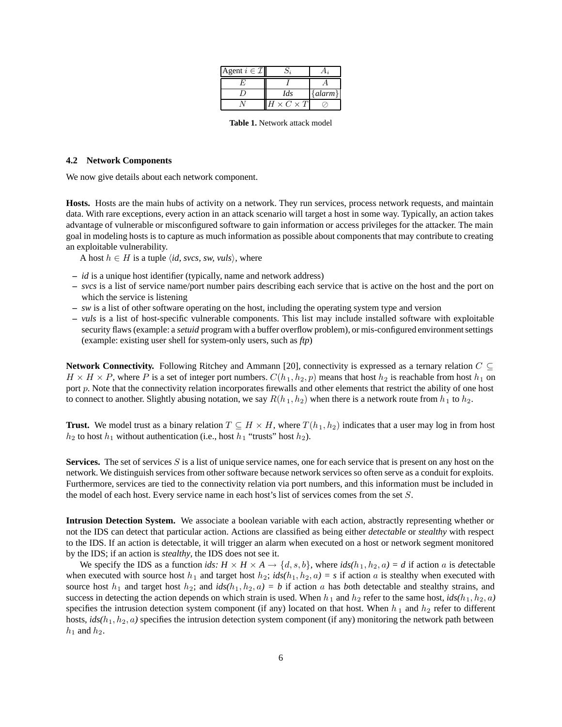| Agent $i \in \mathcal{I}$ | $S_i$ | $A_i$ |
|---|---|---|
| $E$ | $I$ | $A$ |
| $D$ | *Ids* | {*alarm*} |
| $N$ | $H \times C \times T$ | $\oslash$ |

**Table 1.** Network attack model

### 4.2 Network Components

We now give details about each network component.

**Hosts.** Hosts are the main hubs of activity on a network. They run services, process network requests, and maintain data. With rare exceptions, every action in an attack scenario will target a host in some way. Typically, an action takes advantage of vulnerable or misconfigured software to gain information or access privileges for the attacker. The main goal in modeling hosts is to capture as much information as possible about components that may contribute to creating an exploitable vulnerability.

A host $h \in H$ is a tuple $\langle$*id, svcs, sw, vuls*$\rangle$, where

- *id* is a unique host identifier (typically, name and network address)
- *svcs* is a list of service name/port number pairs describing each service that is active on the host and the port on which the service is listening
- *sw* is a list of other software operating on the host, including the operating system type and version
- *vuls* is a list of host-specific vulnerable components. This list may include installed software with exploitable security flaws (example: a *setuid* program with a buffer overflow problem), or mis-configured environment settings (example: existing user shell for system-only users, such as *ftp*)

**Network Connectivity.** Following Ritchey and Ammann [20], connectivity is expressed as a ternary relation $C \subseteq H \times H \times P$, where $P$ is a set of integer port numbers. $C(h_1, h_2, p)$ means that host $h_2$ is reachable from host $h_1$ on port $p$. Note that the connectivity relation incorporates firewalls and other elements that restrict the ability of one host to connect to another. Slightly abusing notation, we say $R(h_1, h_2)$ when there is a network route from $h_1$ to $h_2$.

**Trust.** We model trust as a binary relation $T \subseteq H \times H$, where $T(h_1, h_2)$ indicates that a user may log in from host $h_2$ to host $h_1$ without authentication (i.e., host $h_1$ "trusts" host $h_2$).

**Services.** The set of services $S$ is a list of unique service names, one for each service that is present on any host on the network. We distinguish services from other software because network services so often serve as a conduit for exploits. Furthermore, services are tied to the connectivity relation via port numbers, and this information must be included in the model of each host. Every service name in each host's list of services comes from the set $S$.

**Intrusion Detection System.** We associate a boolean variable with each action, abstractly representing whether or not the IDS can detect that particular action. Actions are classified as being either *detectable* or *stealthy* with respect to the IDS. If an action is detectable, it will trigger an alarm when executed on a host or network segment monitored by the IDS; if an action is *stealthy*, the IDS does not see it.

We specify the IDS as a function *ids:* $H \times H \times A \rightarrow \{d, s, b\}$, where *ids*$(h_1, h_2, a)$ = *d* if action $a$ is *d*etectable when executed with source host $h_1$ and target host $h_2$; *ids*$(h_1, h_2, a)$ = *s* if action $a$ is *s*tealthy when executed with source host $h_1$ and target host $h_2$; and *ids*$(h_1, h_2, a)$ = *b* if action $a$ has *b*oth detectable and stealthy strains, and success in detecting the action depends on which strain is used. When $h_1$ and $h_2$ refer to the same host, *ids*$(h_1, h_2, a)$ specifies the intrusion detection system component (if any) located on that host. When $h_1$ and $h_2$ refer to different hosts, *ids*$(h_1, h_2, a)$ specifies the intrusion detection system component (if any) monitoring the network path between $h_1$ and $h_2$.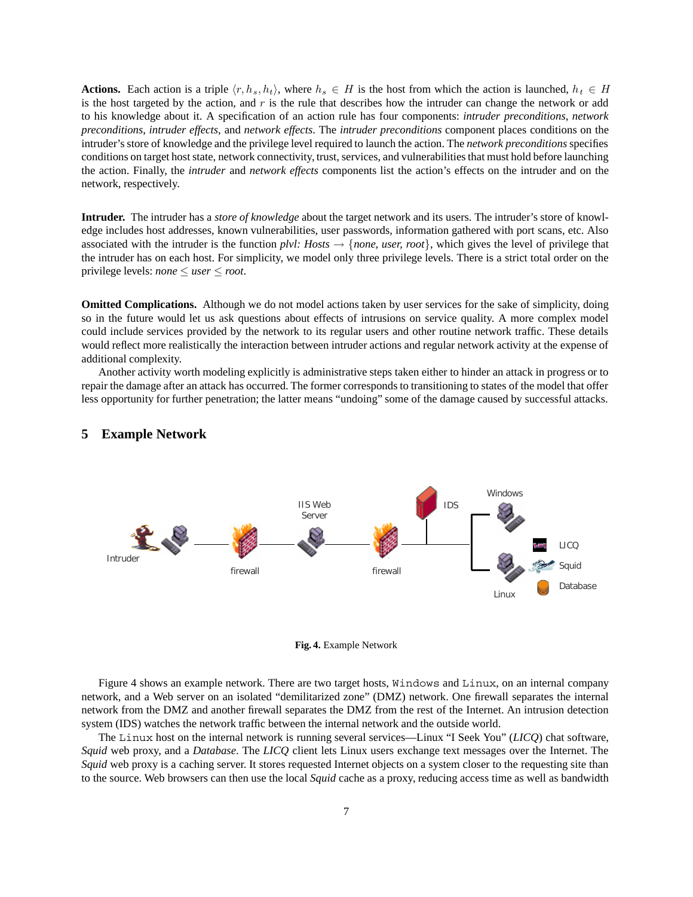**Actions.** Each action is a triple $\langle r, h_s, h_t \rangle$, where $h_s \in H$ is the host from which the action is launched, $h_t \in H$ is the host targeted by the action, and $r$ is the rule that describes how the intruder can change the network or add to his knowledge about it. A specification of an action rule has four components: *intruder preconditions*, *network preconditions*, *intruder effects*, and *network effects*. The *intruder preconditions* component places conditions on the intruder's store of knowledge and the privilege level required to launch the action. The *network preconditions* specifies conditions on target host state, network connectivity, trust, services, and vulnerabilities that must hold before launching the action. Finally, the *intruder* and *network effects* components list the action's effects on the intruder and on the network, respectively.

**Intruder.** The intruder has a *store of knowledge* about the target network and its users. The intruder's store of knowledge includes host addresses, known vulnerabilities, user passwords, information gathered with port scans, etc. Also associated with the intruder is the function *plvl: Hosts* $\rightarrow$ {*none, user, root*}, which gives the level of privilege that the intruder has on each host. For simplicity, we model only three privilege levels. There is a strict total order on the privilege levels: *none* $\leq$ *user* $\leq$ *root*.

**Omitted Complications.** Although we do not model actions taken by user services for the sake of simplicity, doing so in the future would let us ask questions about effects of intrusions on service quality. A more complex model could include services provided by the network to its regular users and other routine network traffic. These details would reflect more realistically the interaction between intruder actions and regular network activity at the expense of additional complexity.

Another activity worth modeling explicitly is administrative steps taken either to hinder an attack in progress or to repair the damage after an attack has occurred. The former corresponds to transitioning to states of the model that offer less opportunity for further penetration; the latter means "undoing" some of the damage caused by successful attacks.

## 5 Example Network

**Fig. 4.** Example Network

Figure 4 shows an example network. There are two target hosts, `Windows` and `Linux`, on an internal company network, and a Web server on an isolated "demilitarized zone" (DMZ) network. One firewall separates the internal network from the DMZ and another firewall separates the DMZ from the rest of the Internet. An intrusion detection system (IDS) watches the network traffic between the internal network and the outside world.

The `Linux` host on the internal network is running several services—Linux "I Seek You" (*LICQ*) chat software, *Squid* web proxy, and a *Database*. The *LICQ* client lets Linux users exchange text messages over the Internet. The *Squid* web proxy is a caching server. It stores requested Internet objects on a system closer to the requesting site than to the source. Web browsers can then use the local *Squid* cache as a proxy, reducing access time as well as bandwidth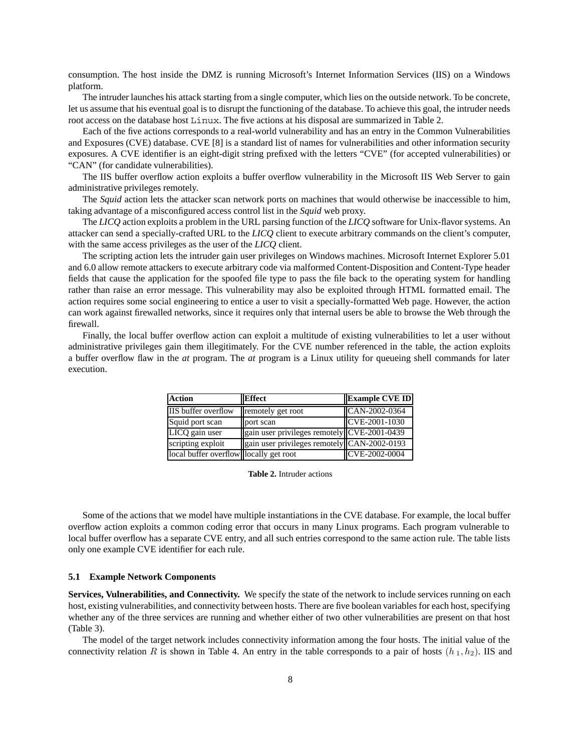consumption. The host inside the DMZ is running Microsoft's Internet Information Services (IIS) on a Windows platform.

The intruder launches his attack starting from a single computer, which lies on the outside network. To be concrete, let us assume that his eventual goal is to disrupt the functioning of the database. To achieve this goal, the intruder needs root access on the database host `Linux`. The five actions at his disposal are summarized in Table 2.

Each of the five actions corresponds to a real-world vulnerability and has an entry in the Common Vulnerabilities and Exposures (CVE) database. CVE [8] is a standard list of names for vulnerabilities and other information security exposures. A CVE identifier is an eight-digit string prefixed with the letters "CVE" (for accepted vulnerabilities) or "CAN" (for candidate vulnerabilities).

The IIS buffer overflow action exploits a buffer overflow vulnerability in the Microsoft IIS Web Server to gain administrative privileges remotely.

The *Squid* action lets the attacker scan network ports on machines that would otherwise be inaccessible to him, taking advantage of a misconfigured access control list in the *Squid* web proxy.

The *LICQ* action exploits a problem in the URL parsing function of the *LICQ* software for Unix-flavor systems. An attacker can send a specially-crafted URL to the *LICQ* client to execute arbitrary commands on the client's computer, with the same access privileges as the user of the *LICQ* client.

The scripting action lets the intruder gain user privileges on Windows machines. Microsoft Internet Explorer 5.01 and 6.0 allow remote attackers to execute arbitrary code via malformed Content-Disposition and Content-Type header fields that cause the application for the spoofed file type to pass the file back to the operating system for handling rather than raise an error message. This vulnerability may also be exploited through HTML formatted email. The action requires some social engineering to entice a user to visit a specially-formatted Web page. However, the action can work against firewalled networks, since it requires only that internal users be able to browse the Web through the firewall.

Finally, the local buffer overflow action can exploit a multitude of existing vulnerabilities to let a user without administrative privileges gain them illegitimately. For the CVE number referenced in the table, the action exploits a buffer overflow flaw in the *at* program. The *at* program is a Linux utility for queueing shell commands for later execution.

| Action | Effect | Example CVE ID |
|---|---|---|
| IIS buffer overflow | remotely get root | CAN-2002-0364 |
| Squid port scan | port scan | CVE-2001-1030 |
| LICQ gain user | gain user privileges remotely | CVE-2001-0439 |
| scripting exploit | gain user privileges remotely | CAN-2002-0193 |
| local buffer overflow | locally get root | CVE-2002-0004 |

**Table 2.** Intruder actions

Some of the actions that we model have multiple instantiations in the CVE database. For example, the local buffer overflow action exploits a common coding error that occurs in many Linux programs. Each program vulnerable to local buffer overflow has a separate CVE entry, and all such entries correspond to the same action rule. The table lists only one example CVE identifier for each rule.

### 5.1 Example Network Components

**Services, Vulnerabilities, and Connectivity.** We specify the state of the network to include services running on each host, existing vulnerabilities, and connectivity between hosts. There are five boolean variables for each host, specifying whether any of the three services are running and whether either of two other vulnerabilities are present on that host (Table 3).

The model of the target network includes connectivity information among the four hosts. The initial value of the connectivity relation $R$ is shown in Table 4. An entry in the table corresponds to a pair of hosts $(h_1, h_2)$. IIS and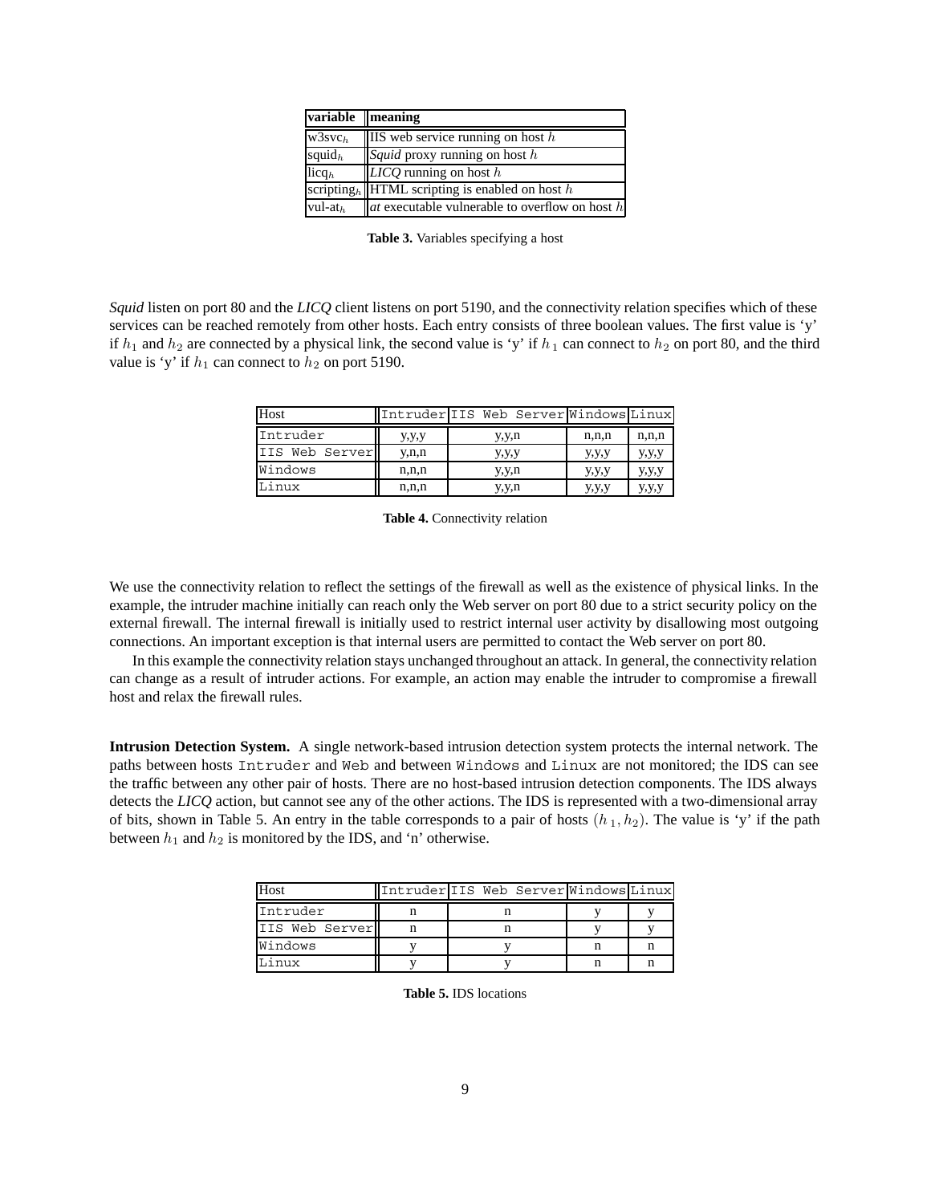| variable | meaning |
| --- | --- |
| $\text{w3svc}_h$ | IIS web service running on host $h$ |
| $\text{squid}_h$ | *Squid* proxy running on host $h$ |
| $\text{licq}_h$ | *LICQ* running on host $h$ |
| $\text{scripting}_h$ | HTML scripting is enabled on host $h$ |
| $\text{vul-at}_h$ | *at* executable vulnerable to overflow on host $h$ |

**Table 3.** Variables specifying a host

*Squid* listen on port 80 and the *LICQ* client listens on port 5190, and the connectivity relation specifies which of these services can be reached remotely from other hosts. Each entry consists of three boolean values. The first value is 'y' if $h_1$ and $h_2$ are connected by a physical link, the second value is 'y' if $h_1$ can connect to $h_2$ on port 80, and the third value is 'y' if $h_1$ can connect to $h_2$ on port 5190.

| Host | Intruder | IIS Web Server | Windows | Linux |
| --- | --- | --- | --- | --- |
| Intruder | y,y,y | y,y,n | n,n,n | n,n,n |
| IIS Web Server | y,n,n | y,y,y | y,y,y | y,y,y |
| Windows | n,n,n | y,y,n | y,y,y | y,y,y |
| Linux | n,n,n | y,y,n | y,y,y | y,y,y |

**Table 4.** Connectivity relation

We use the connectivity relation to reflect the settings of the firewall as well as the existence of physical links. In the example, the intruder machine initially can reach only the Web server on port 80 due to a strict security policy on the external firewall. The internal firewall is initially used to restrict internal user activity by disallowing most outgoing connections. An important exception is that internal users are permitted to contact the Web server on port 80.

In this example the connectivity relation stays unchanged throughout an attack. In general, the connectivity relation can change as a result of intruder actions. For example, an action may enable the intruder to compromise a firewall host and relax the firewall rules.

**Intrusion Detection System.** A single network-based intrusion detection system protects the internal network. The paths between hosts Intruder and Web and between Windows and Linux are not monitored; the IDS can see the traffic between any other pair of hosts. There are no host-based intrusion detection components. The IDS always detects the *LICQ* action, but cannot see any of the other actions. The IDS is represented with a two-dimensional array of bits, shown in Table 5. An entry in the table corresponds to a pair of hosts $(h_1, h_2)$. The value is 'y' if the path between $h_1$ and $h_2$ is monitored by the IDS, and 'n' otherwise.

| Host | Intruder | IIS Web Server | Windows | Linux |
| --- | --- | --- | --- | --- |
| Intruder | n | n | y | y |
| IIS Web Server | n | n | y | y |
| Windows | y | y | n | n |
| Linux | y | y | n | n |

**Table 5.** IDS locations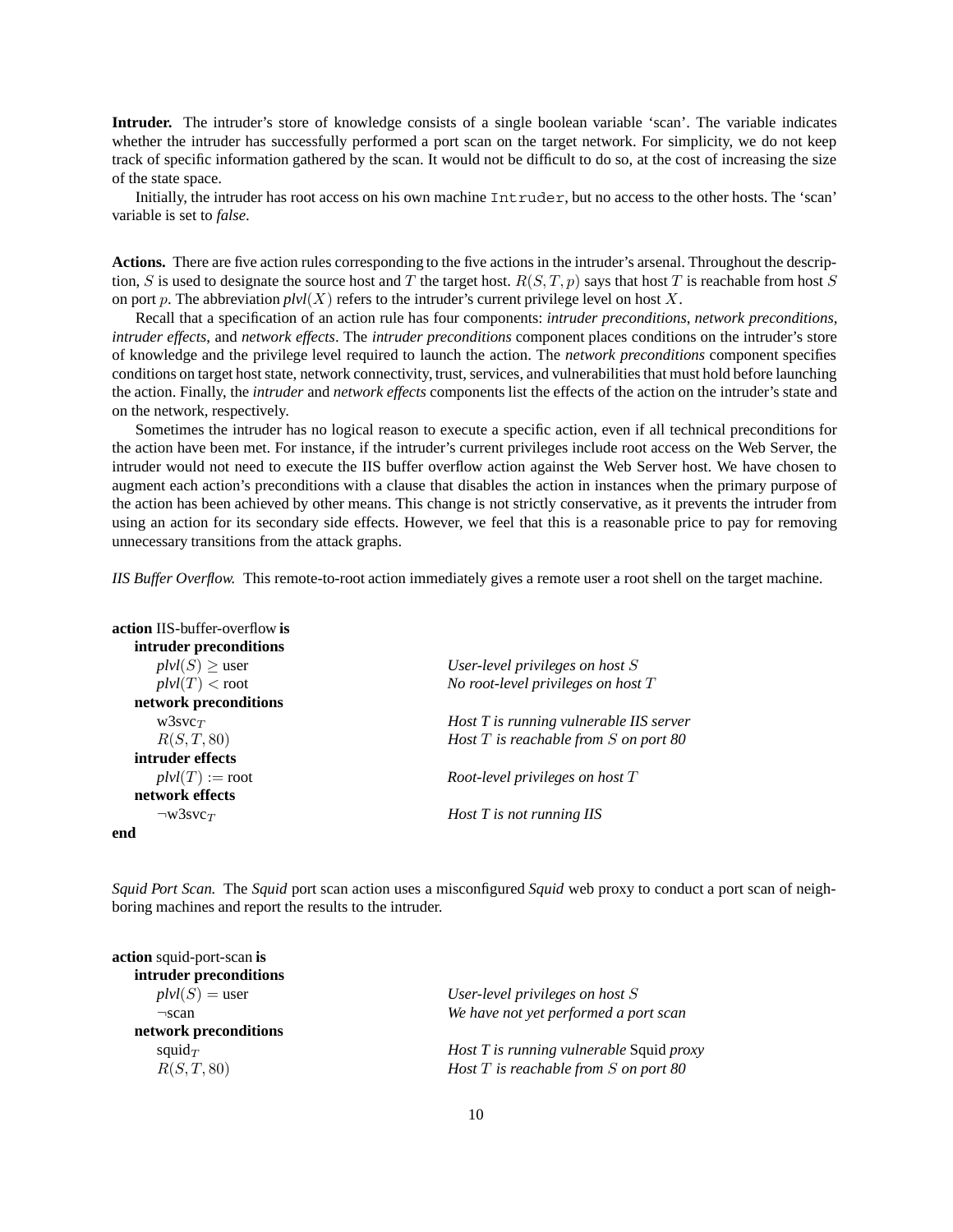**Intruder.** The intruder's store of knowledge consists of a single boolean variable 'scan'. The variable indicates whether the intruder has successfully performed a port scan on the target network. For simplicity, we do not keep track of specific information gathered by the scan. It would not be difficult to do so, at the cost of increasing the size of the state space.

Initially, the intruder has root access on his own machine `Intruder`, but no access to the other hosts. The 'scan' variable is set to *false*.

**Actions.** There are five action rules corresponding to the five actions in the intruder's arsenal. Throughout the description, $S$ is used to designate the source host and $T$ the target host. $R(S, T, p)$ says that host $T$ is reachable from host $S$ on port $p$. The abbreviation *plvl*$(X)$ refers to the intruder's current privilege level on host $X$.

Recall that a specification of an action rule has four components: *intruder preconditions*, *network preconditions*, *intruder effects*, and *network effects*. The *intruder preconditions* component places conditions on the intruder's store of knowledge and the privilege level required to launch the action. The *network preconditions* component specifies conditions on target host state, network connectivity, trust, services, and vulnerabilities that must hold before launching the action. Finally, the *intruder* and *network effects* components list the effects of the action on the intruder's state and on the network, respectively.

Sometimes the intruder has no logical reason to execute a specific action, even if all technical preconditions for the action have been met. For instance, if the intruder's current privileges include root access on the Web Server, the intruder would not need to execute the IIS buffer overflow action against the Web Server host. We have chosen to augment each action's preconditions with a clause that disables the action in instances when the primary purpose of the action has been achieved by other means. This change is not strictly conservative, as it prevents the intruder from using an action for its secondary side effects. However, we feel that this is a reasonable price to pay for removing unnecessary transitions from the attack graphs.

*IIS Buffer Overflow.* This remote-to-root action immediately gives a remote user a root shell on the target machine.

**action** IIS-buffer-overflow **is**
  **intruder preconditions**
    *plvl*$(S) \geq$ user — *User-level privileges on host $S$*
    *plvl*$(T) <$ root — *No root-level privileges on host $T$*
  **network preconditions**
    $\text{w3svc}_T$ — *Host T is running vulnerable IIS server*
    $R(S, T, 80)$ — *Host $T$ is reachable from $S$ on port 80*
  **intruder effects**
    *plvl*$(T) :=$ root — *Root-level privileges on host $T$*
  **network effects**
    $\neg\text{w3svc}_T$ — *Host T is not running IIS*
**end**

*Squid Port Scan.* The *Squid* port scan action uses a misconfigured *Squid* web proxy to conduct a port scan of neighboring machines and report the results to the intruder.

**action** squid-port-scan **is**
  **intruder preconditions**
    *plvl*$(S) =$ user — *User-level privileges on host $S$*
    $\neg$scan — *We have not yet performed a port scan*
  **network preconditions**
    $\text{squid}_T$ — *Host T is running vulnerable* Squid *proxy*
    $R(S, T, 80)$ — *Host $T$ is reachable from $S$ on port 80*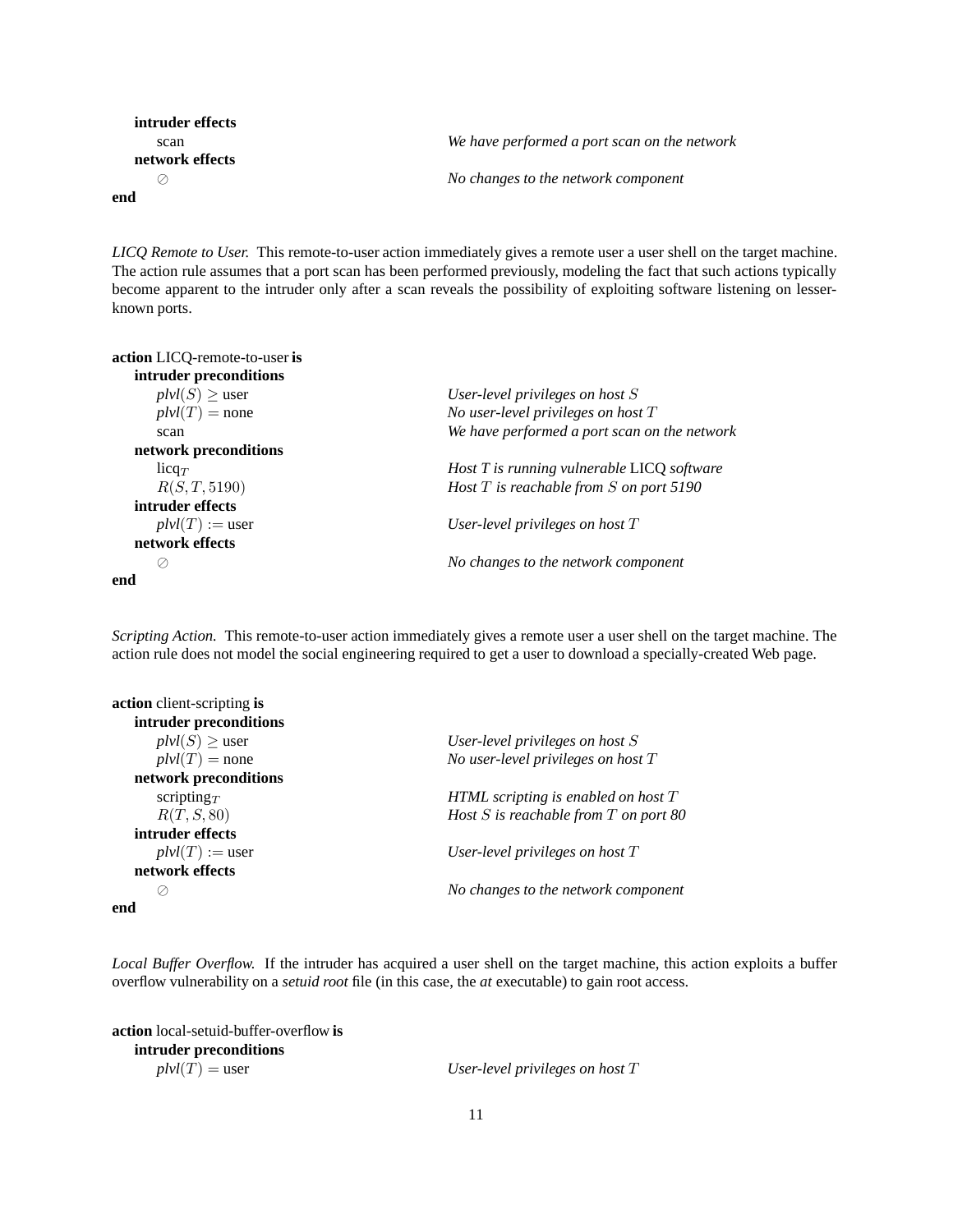**intruder effects**

| | |
|---|---|
| scan | *We have performed a port scan on the network* |

**network effects**

| | |
|---|---|
| $\oslash$ | *No changes to the network component* |

**end**

*LICQ Remote to User.* This remote-to-user action immediately gives a remote user a user shell on the target machine. The action rule assumes that a port scan has been performed previously, modeling the fact that such actions typically become apparent to the intruder only after a scan reveals the possibility of exploiting software listening on lesser-known ports.

**action** LICQ-remote-to-user **is**

**intruder preconditions**

| | |
|---|---|
| $\mathit{plvl}(S) \geq$ user | *User-level privileges on host $S$* |
| $\mathit{plvl}(T) =$ none | *No user-level privileges on host $T$* |
| scan | *We have performed a port scan on the network* |

**network preconditions**

| | |
|---|---|
| $\text{licq}_T$ | *Host T is running vulnerable* LICQ *software* |
| $R(S, T, 5190)$ | *Host $T$ is reachable from $S$ on port 5190* |

**intruder effects**

| | |
|---|---|
| $\mathit{plvl}(T) :=$ user | *User-level privileges on host $T$* |

**network effects**

| | |
|---|---|
| $\oslash$ | *No changes to the network component* |

**end**

*Scripting Action.* This remote-to-user action immediately gives a remote user a user shell on the target machine. The action rule does not model the social engineering required to get a user to download a specially-created Web page.

**action** client-scripting **is**

**intruder preconditions**

| | |
|---|---|
| $\mathit{plvl}(S) \geq$ user | *User-level privileges on host $S$* |
| $\mathit{plvl}(T) =$ none | *No user-level privileges on host $T$* |

**network preconditions**

| | |
|---|---|
| $\text{scripting}_T$ | *HTML scripting is enabled on host $T$* |
| $R(T, S, 80)$ | *Host $S$ is reachable from $T$ on port 80* |

**intruder effects**

| | |
|---|---|
| $\mathit{plvl}(T) :=$ user | *User-level privileges on host $T$* |

**network effects**

| | |
|---|---|
| $\oslash$ | *No changes to the network component* |

**end**

*Local Buffer Overflow.* If the intruder has acquired a user shell on the target machine, this action exploits a buffer overflow vulnerability on a *setuid root* file (in this case, the *at* executable) to gain root access.

**action** local-setuid-buffer-overflow **is**

**intruder preconditions**

| | |
|---|---|
| $\mathit{plvl}(T) =$ user | *User-level privileges on host $T$* |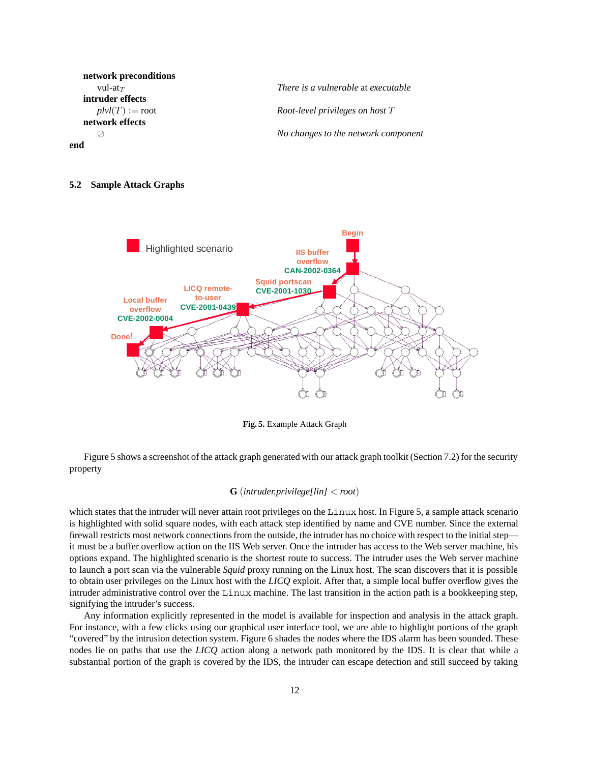**network preconditions**
  vul-at$_T$ *There is a vulnerable* at *executable*
**intruder effects**
  *plvl*$(T)$ := root *Root-level privileges on host* $T$
**network effects**
  $\emptyset$ *No changes to the network component*
**end**

### 5.2 Sample Attack Graphs

Highlighted scenario

Begin

IIS buffer overflow
CAN-2002-0364

Squid portscan
CVE-2001-1030

LICQ remote-to-user
CVE-2001-0439

Local buffer overflow
CVE-2002-0004

Done!

**Fig. 5.** Example Attack Graph

Figure 5 shows a screenshot of the attack graph generated with our attack graph toolkit (Section 7.2) for the security property

$$\mathbf{G}\ (intruder.privilege[lin] < root)$$

which states that the intruder will never attain root privileges on the `Linux` host. In Figure 5, a sample attack scenario is highlighted with solid square nodes, with each attack step identified by name and CVE number. Since the external firewall restricts most network connections from the outside, the intruder has no choice with respect to the initial step—it must be a buffer overflow action on the IIS Web server. Once the intruder has access to the Web server machine, his options expand. The highlighted scenario is the shortest route to success. The intruder uses the Web server machine to launch a port scan via the vulnerable *Squid* proxy running on the Linux host. The scan discovers that it is possible to obtain user privileges on the Linux host with the *LICQ* exploit. After that, a simple local buffer overflow gives the intruder administrative control over the `Linux` machine. The last transition in the action path is a bookkeeping step, signifying the intruder's success.

Any information explicitly represented in the model is available for inspection and analysis in the attack graph. For instance, with a few clicks using our graphical user interface tool, we are able to highlight portions of the graph "covered" by the intrusion detection system. Figure 6 shades the nodes where the IDS alarm has been sounded. These nodes lie on paths that use the *LICQ* action along a network path monitored by the IDS. It is clear that while a substantial portion of the graph is covered by the IDS, the intruder can escape detection and still succeed by taking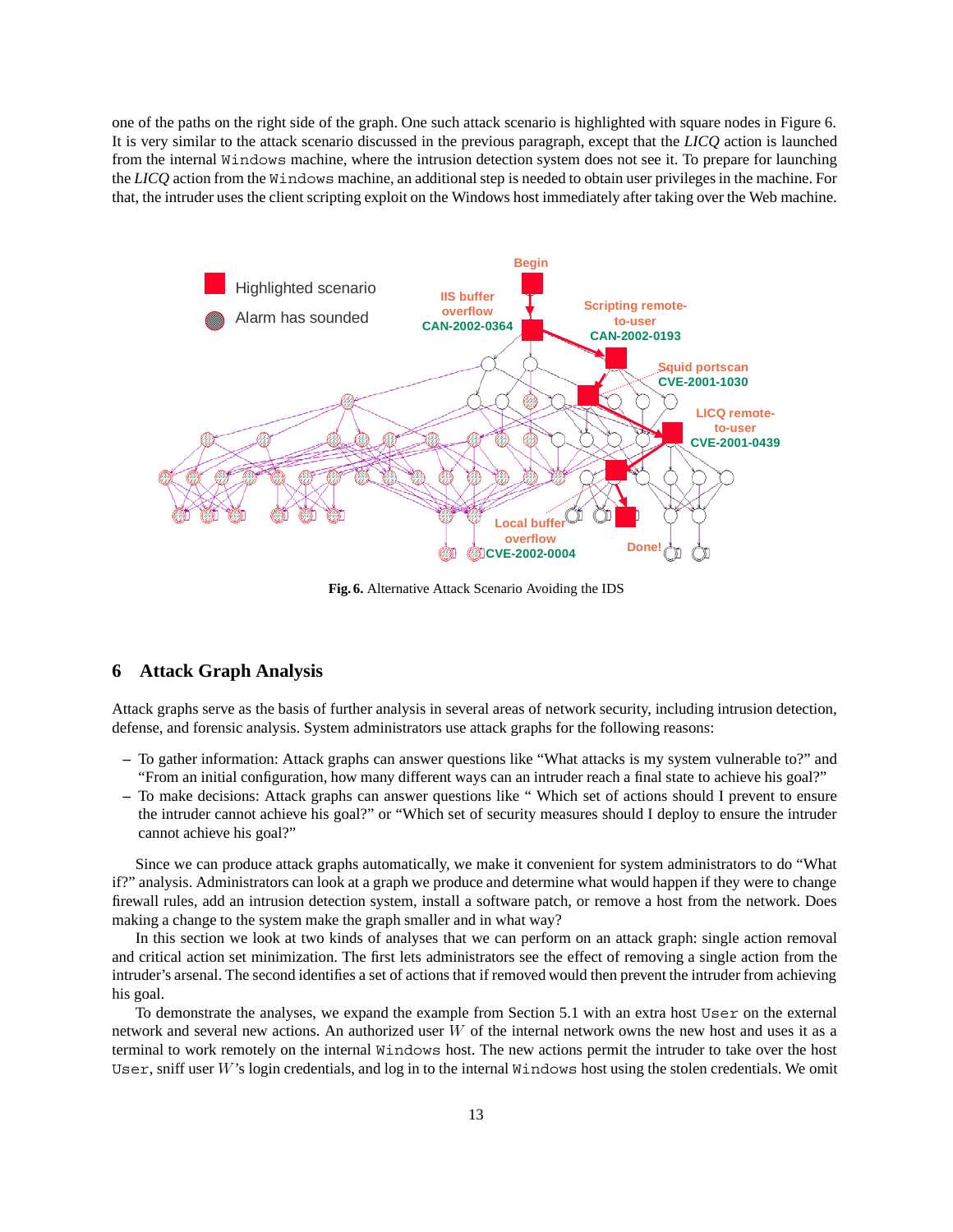one of the paths on the right side of the graph. One such attack scenario is highlighted with square nodes in Figure 6. It is very similar to the attack scenario discussed in the previous paragraph, except that the *LICQ* action is launched from the internal `Windows` machine, where the intrusion detection system does not see it. To prepare for launching the *LICQ* action from the `Windows` machine, an additional step is needed to obtain user privileges in the machine. For that, the intruder uses the client scripting exploit on the Windows host immediately after taking over the Web machine.

**Fig. 6.** Alternative Attack Scenario Avoiding the IDS

## 6 Attack Graph Analysis

Attack graphs serve as the basis of further analysis in several areas of network security, including intrusion detection, defense, and forensic analysis. System administrators use attack graphs for the following reasons:

- To gather information: Attack graphs can answer questions like "What attacks is my system vulnerable to?" and "From an initial configuration, how many different ways can an intruder reach a final state to achieve his goal?"
- To make decisions: Attack graphs can answer questions like " Which set of actions should I prevent to ensure the intruder cannot achieve his goal?" or "Which set of security measures should I deploy to ensure the intruder cannot achieve his goal?"

Since we can produce attack graphs automatically, we make it convenient for system administrators to do "What if?" analysis. Administrators can look at a graph we produce and determine what would happen if they were to change firewall rules, add an intrusion detection system, install a software patch, or remove a host from the network. Does making a change to the system make the graph smaller and in what way?

In this section we look at two kinds of analyses that we can perform on an attack graph: single action removal and critical action set minimization. The first lets administrators see the effect of removing a single action from the intruder's arsenal. The second identifies a set of actions that if removed would then prevent the intruder from achieving his goal.

To demonstrate the analyses, we expand the example from Section 5.1 with an extra host `User` on the external network and several new actions. An authorized user $W$ of the internal network owns the new host and uses it as a terminal to work remotely on the internal `Windows` host. The new actions permit the intruder to take over the host `User`, sniff user $W$'s login credentials, and log in to the internal `Windows` host using the stolen credentials. We omit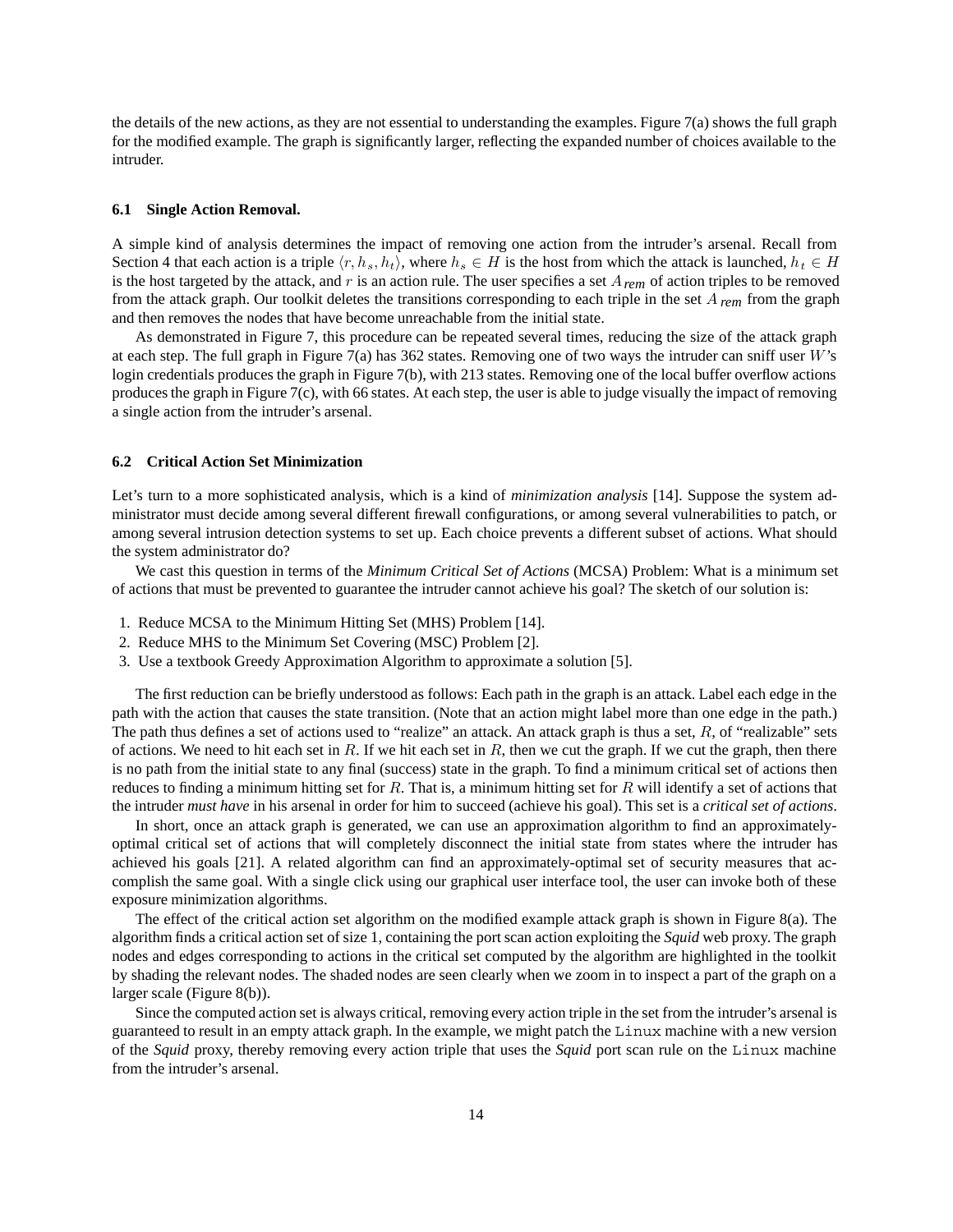the details of the new actions, as they are not essential to understanding the examples. Figure 7(a) shows the full graph for the modified example. The graph is significantly larger, reflecting the expanded number of choices available to the intruder.

### 6.1 Single Action Removal.

A simple kind of analysis determines the impact of removing one action from the intruder's arsenal. Recall from Section 4 that each action is a triple $\langle r, h_s, h_t \rangle$, where $h_s \in H$ is the host from which the attack is launched, $h_t \in H$ is the host targeted by the attack, and $r$ is an action rule. The user specifies a set $A_{rem}$ of action triples to be removed from the attack graph. Our toolkit deletes the transitions corresponding to each triple in the set $A_{rem}$ from the graph and then removes the nodes that have become unreachable from the initial state.

As demonstrated in Figure 7, this procedure can be repeated several times, reducing the size of the attack graph at each step. The full graph in Figure 7(a) has 362 states. Removing one of two ways the intruder can sniff user $W$'s login credentials produces the graph in Figure 7(b), with 213 states. Removing one of the local buffer overflow actions produces the graph in Figure 7(c), with 66 states. At each step, the user is able to judge visually the impact of removing a single action from the intruder's arsenal.

### 6.2 Critical Action Set Minimization

Let's turn to a more sophisticated analysis, which is a kind of *minimization analysis* [14]. Suppose the system administrator must decide among several different firewall configurations, or among several vulnerabilities to patch, or among several intrusion detection systems to set up. Each choice prevents a different subset of actions. What should the system administrator do?

We cast this question in terms of the *Minimum Critical Set of Actions* (MCSA) Problem: What is a minimum set of actions that must be prevented to guarantee the intruder cannot achieve his goal? The sketch of our solution is:

1. Reduce MCSA to the Minimum Hitting Set (MHS) Problem [14].
2. Reduce MHS to the Minimum Set Covering (MSC) Problem [2].
3. Use a textbook Greedy Approximation Algorithm to approximate a solution [5].

The first reduction can be briefly understood as follows: Each path in the graph is an attack. Label each edge in the path with the action that causes the state transition. (Note that an action might label more than one edge in the path.) The path thus defines a set of actions used to "realize" an attack. An attack graph is thus a set, $R$, of "realizable" sets of actions. We need to hit each set in $R$. If we hit each set in $R$, then we cut the graph. If we cut the graph, then there is no path from the initial state to any final (success) state in the graph. To find a minimum critical set of actions then reduces to finding a minimum hitting set for $R$. That is, a minimum hitting set for $R$ will identify a set of actions that the intruder *must have* in his arsenal in order for him to succeed (achieve his goal). This set is a *critical set of actions*.

In short, once an attack graph is generated, we can use an approximation algorithm to find an approximately-optimal critical set of actions that will completely disconnect the initial state from states where the intruder has achieved his goals [21]. A related algorithm can find an approximately-optimal set of security measures that accomplish the same goal. With a single click using our graphical user interface tool, the user can invoke both of these exposure minimization algorithms.

The effect of the critical action set algorithm on the modified example attack graph is shown in Figure 8(a). The algorithm finds a critical action set of size 1, containing the port scan action exploiting the *Squid* web proxy. The graph nodes and edges corresponding to actions in the critical set computed by the algorithm are highlighted in the toolkit by shading the relevant nodes. The shaded nodes are seen clearly when we zoom in to inspect a part of the graph on a larger scale (Figure 8(b)).

Since the computed action set is always critical, removing every action triple in the set from the intruder's arsenal is guaranteed to result in an empty attack graph. In the example, we might patch the `Linux` machine with a new version of the *Squid* proxy, thereby removing every action triple that uses the *Squid* port scan rule on the `Linux` machine from the intruder's arsenal.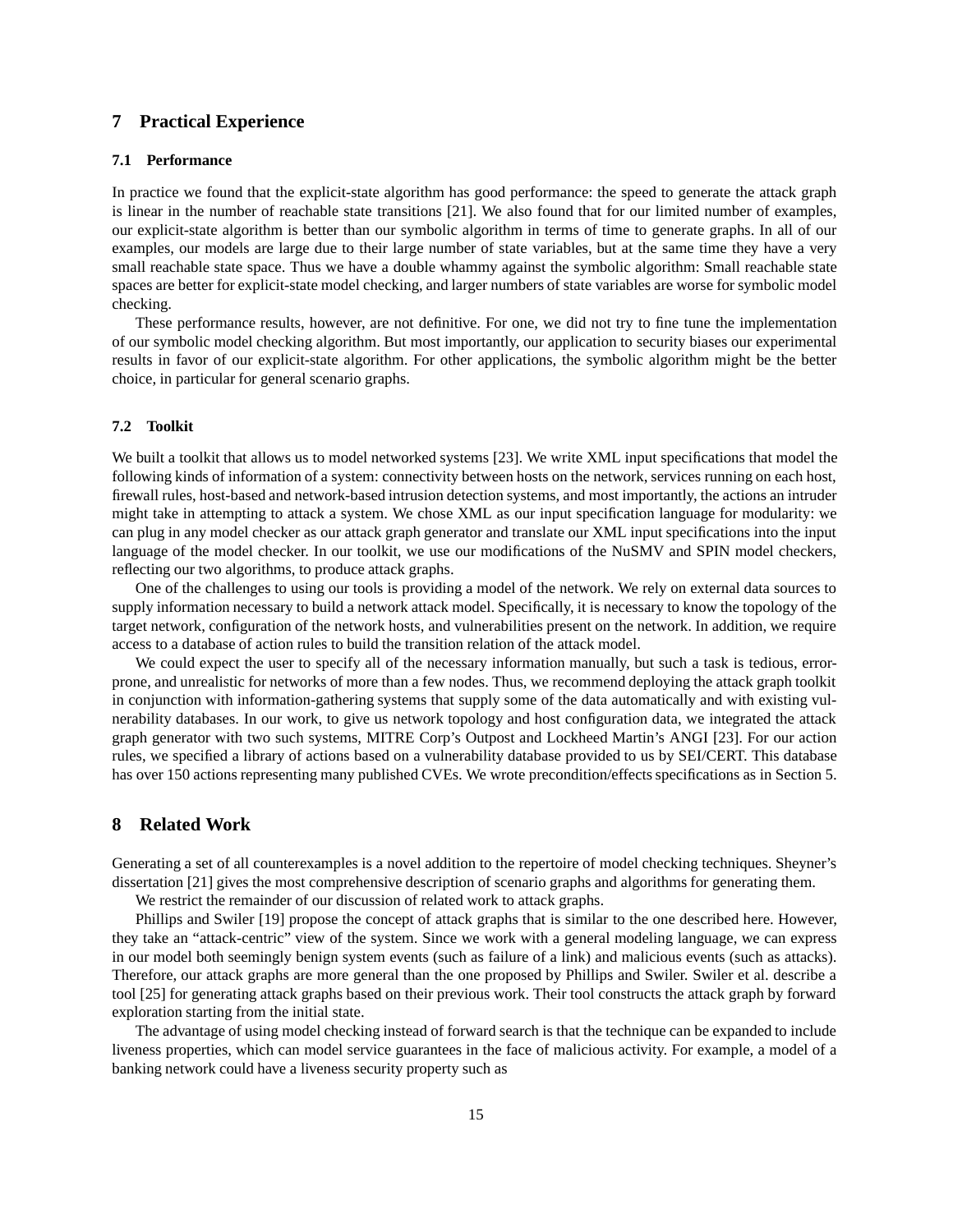## 7 Practical Experience

### 7.1 Performance

In practice we found that the explicit-state algorithm has good performance: the speed to generate the attack graph is linear in the number of reachable state transitions [21]. We also found that for our limited number of examples, our explicit-state algorithm is better than our symbolic algorithm in terms of time to generate graphs. In all of our examples, our models are large due to their large number of state variables, but at the same time they have a very small reachable state space. Thus we have a double whammy against the symbolic algorithm: Small reachable state spaces are better for explicit-state model checking, and larger numbers of state variables are worse for symbolic model checking.

These performance results, however, are not definitive. For one, we did not try to fine tune the implementation of our symbolic model checking algorithm. But most importantly, our application to security biases our experimental results in favor of our explicit-state algorithm. For other applications, the symbolic algorithm might be the better choice, in particular for general scenario graphs.

### 7.2 Toolkit

We built a toolkit that allows us to model networked systems [23]. We write XML input specifications that model the following kinds of information of a system: connectivity between hosts on the network, services running on each host, firewall rules, host-based and network-based intrusion detection systems, and most importantly, the actions an intruder might take in attempting to attack a system. We chose XML as our input specification language for modularity: we can plug in any model checker as our attack graph generator and translate our XML input specifications into the input language of the model checker. In our toolkit, we use our modifications of the NuSMV and SPIN model checkers, reflecting our two algorithms, to produce attack graphs.

One of the challenges to using our tools is providing a model of the network. We rely on external data sources to supply information necessary to build a network attack model. Specifically, it is necessary to know the topology of the target network, configuration of the network hosts, and vulnerabilities present on the network. In addition, we require access to a database of action rules to build the transition relation of the attack model.

We could expect the user to specify all of the necessary information manually, but such a task is tedious, error-prone, and unrealistic for networks of more than a few nodes. Thus, we recommend deploying the attack graph toolkit in conjunction with information-gathering systems that supply some of the data automatically and with existing vulnerability databases. In our work, to give us network topology and host configuration data, we integrated the attack graph generator with two such systems, MITRE Corp's Outpost and Lockheed Martin's ANGI [23]. For our action rules, we specified a library of actions based on a vulnerability database provided to us by SEI/CERT. This database has over 150 actions representing many published CVEs. We wrote precondition/effects specifications as in Section 5.

## 8 Related Work

Generating a set of all counterexamples is a novel addition to the repertoire of model checking techniques. Sheyner's dissertation [21] gives the most comprehensive description of scenario graphs and algorithms for generating them.

We restrict the remainder of our discussion of related work to attack graphs.

Phillips and Swiler [19] propose the concept of attack graphs that is similar to the one described here. However, they take an "attack-centric" view of the system. Since we work with a general modeling language, we can express in our model both seemingly benign system events (such as failure of a link) and malicious events (such as attacks). Therefore, our attack graphs are more general than the one proposed by Phillips and Swiler. Swiler et al. describe a tool [25] for generating attack graphs based on their previous work. Their tool constructs the attack graph by forward exploration starting from the initial state.

The advantage of using model checking instead of forward search is that the technique can be expanded to include liveness properties, which can model service guarantees in the face of malicious activity. For example, a model of a banking network could have a liveness security property such as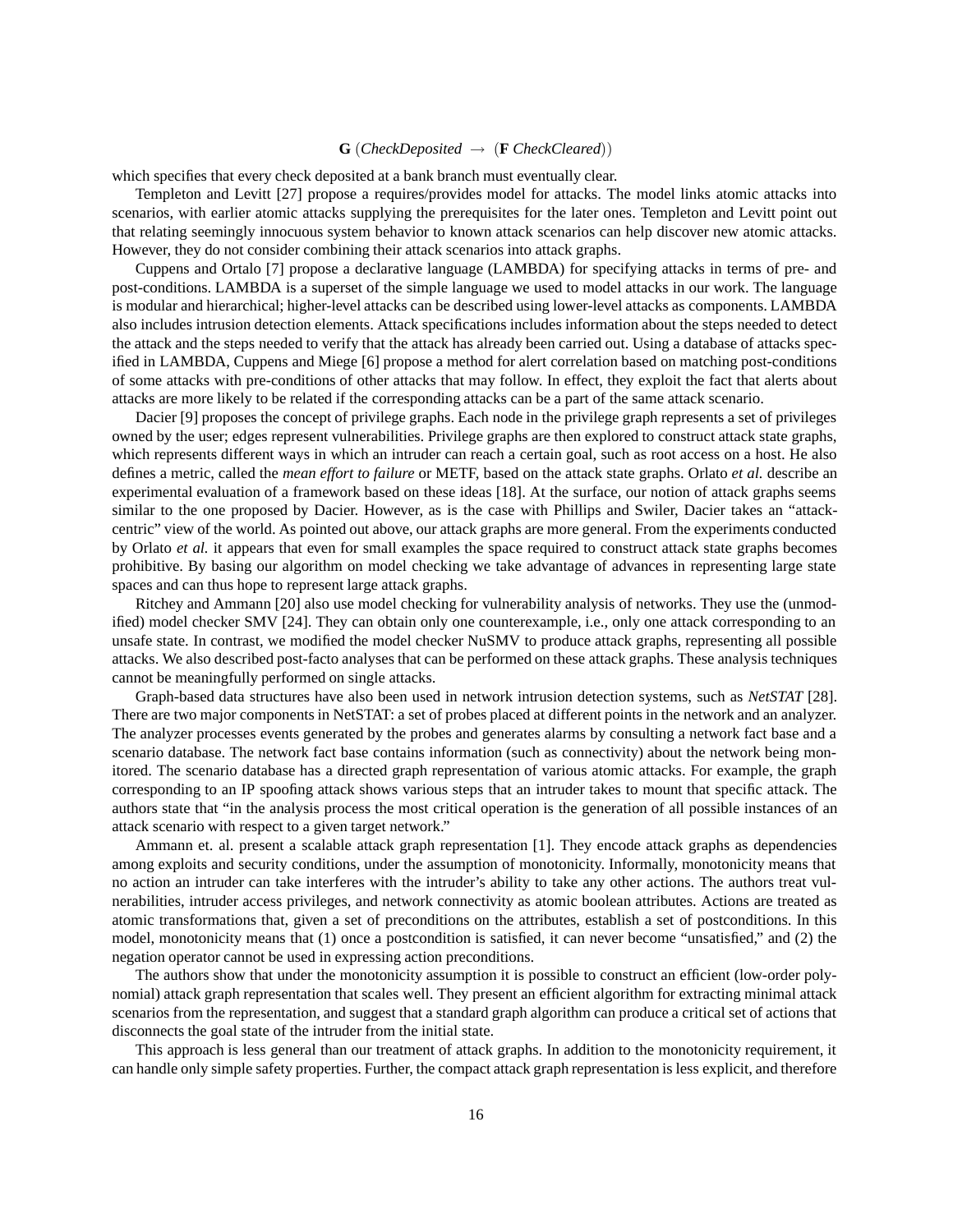$$\mathbf{G}\ (\mathit{CheckDeposited}\ \rightarrow\ (\mathbf{F}\ \mathit{CheckCleared}))$$

which specifies that every check deposited at a bank branch must eventually clear.

Templeton and Levitt [27] propose a requires/provides model for attacks. The model links atomic attacks into scenarios, with earlier atomic attacks supplying the prerequisites for the later ones. Templeton and Levitt point out that relating seemingly innocuous system behavior to known attack scenarios can help discover new atomic attacks. However, they do not consider combining their attack scenarios into attack graphs.

Cuppens and Ortalo [7] propose a declarative language (LAMBDA) for specifying attacks in terms of pre- and post-conditions. LAMBDA is a superset of the simple language we used to model attacks in our work. The language is modular and hierarchical; higher-level attacks can be described using lower-level attacks as components. LAMBDA also includes intrusion detection elements. Attack specifications includes information about the steps needed to detect the attack and the steps needed to verify that the attack has already been carried out. Using a database of attacks specified in LAMBDA, Cuppens and Miege [6] propose a method for alert correlation based on matching post-conditions of some attacks with pre-conditions of other attacks that may follow. In effect, they exploit the fact that alerts about attacks are more likely to be related if the corresponding attacks can be a part of the same attack scenario.

Dacier [9] proposes the concept of privilege graphs. Each node in the privilege graph represents a set of privileges owned by the user; edges represent vulnerabilities. Privilege graphs are then explored to construct attack state graphs, which represents different ways in which an intruder can reach a certain goal, such as root access on a host. He also defines a metric, called the *mean effort to failure* or METF, based on the attack state graphs. Orlato *et al.* describe an experimental evaluation of a framework based on these ideas [18]. At the surface, our notion of attack graphs seems similar to the one proposed by Dacier. However, as is the case with Phillips and Swiler, Dacier takes an "attack-centric" view of the world. As pointed out above, our attack graphs are more general. From the experiments conducted by Orlato *et al.* it appears that even for small examples the space required to construct attack state graphs becomes prohibitive. By basing our algorithm on model checking we take advantage of advances in representing large state spaces and can thus hope to represent large attack graphs.

Ritchey and Ammann [20] also use model checking for vulnerability analysis of networks. They use the (unmodified) model checker SMV [24]. They can obtain only one counterexample, i.e., only one attack corresponding to an unsafe state. In contrast, we modified the model checker NuSMV to produce attack graphs, representing all possible attacks. We also described post-facto analyses that can be performed on these attack graphs. These analysis techniques cannot be meaningfully performed on single attacks.

Graph-based data structures have also been used in network intrusion detection systems, such as *NetSTAT* [28]. There are two major components in NetSTAT: a set of probes placed at different points in the network and an analyzer. The analyzer processes events generated by the probes and generates alarms by consulting a network fact base and a scenario database. The network fact base contains information (such as connectivity) about the network being monitored. The scenario database has a directed graph representation of various atomic attacks. For example, the graph corresponding to an IP spoofing attack shows various steps that an intruder takes to mount that specific attack. The authors state that "in the analysis process the most critical operation is the generation of all possible instances of an attack scenario with respect to a given target network."

Ammann et. al. present a scalable attack graph representation [1]. They encode attack graphs as dependencies among exploits and security conditions, under the assumption of monotonicity. Informally, monotonicity means that no action an intruder can take interferes with the intruder's ability to take any other actions. The authors treat vulnerabilities, intruder access privileges, and network connectivity as atomic boolean attributes. Actions are treated as atomic transformations that, given a set of preconditions on the attributes, establish a set of postconditions. In this model, monotonicity means that (1) once a postcondition is satisfied, it can never become "unsatisfied," and (2) the negation operator cannot be used in expressing action preconditions.

The authors show that under the monotonicity assumption it is possible to construct an efficient (low-order polynomial) attack graph representation that scales well. They present an efficient algorithm for extracting minimal attack scenarios from the representation, and suggest that a standard graph algorithm can produce a critical set of actions that disconnects the goal state of the intruder from the initial state.

This approach is less general than our treatment of attack graphs. In addition to the monotonicity requirement, it can handle only simple safety properties. Further, the compact attack graph representation is less explicit, and therefore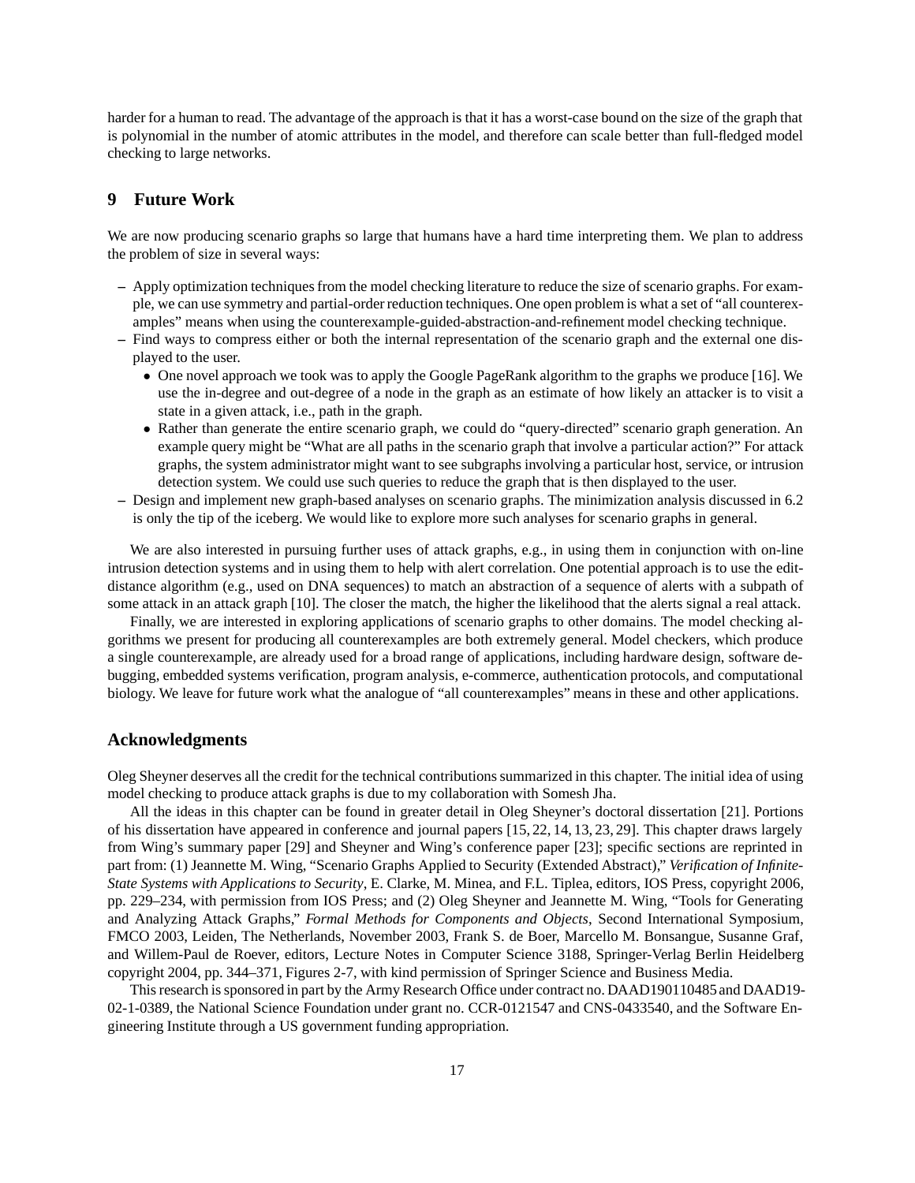harder for a human to read. The advantage of the approach is that it has a worst-case bound on the size of the graph that is polynomial in the number of atomic attributes in the model, and therefore can scale better than full-fledged model checking to large networks.

## 9 Future Work

We are now producing scenario graphs so large that humans have a hard time interpreting them. We plan to address the problem of size in several ways:

- Apply optimization techniques from the model checking literature to reduce the size of scenario graphs. For example, we can use symmetry and partial-order reduction techniques. One open problem is what a set of "all counterexamples" means when using the counterexample-guided-abstraction-and-refinement model checking technique.
- Find ways to compress either or both the internal representation of the scenario graph and the external one displayed to the user.
  - One novel approach we took was to apply the Google PageRank algorithm to the graphs we produce [16]. We use the in-degree and out-degree of a node in the graph as an estimate of how likely an attacker is to visit a state in a given attack, i.e., path in the graph.
  - Rather than generate the entire scenario graph, we could do "query-directed" scenario graph generation. An example query might be "What are all paths in the scenario graph that involve a particular action?" For attack graphs, the system administrator might want to see subgraphs involving a particular host, service, or intrusion detection system. We could use such queries to reduce the graph that is then displayed to the user.
- Design and implement new graph-based analyses on scenario graphs. The minimization analysis discussed in 6.2 is only the tip of the iceberg. We would like to explore more such analyses for scenario graphs in general.

We are also interested in pursuing further uses of attack graphs, e.g., in using them in conjunction with on-line intrusion detection systems and in using them to help with alert correlation. One potential approach is to use the edit-distance algorithm (e.g., used on DNA sequences) to match an abstraction of a sequence of alerts with a subpath of some attack in an attack graph [10]. The closer the match, the higher the likelihood that the alerts signal a real attack.

Finally, we are interested in exploring applications of scenario graphs to other domains. The model checking algorithms we present for producing all counterexamples are both extremely general. Model checkers, which produce a single counterexample, are already used for a broad range of applications, including hardware design, software debugging, embedded systems verification, program analysis, e-commerce, authentication protocols, and computational biology. We leave for future work what the analogue of "all counterexamples" means in these and other applications.

## Acknowledgments

Oleg Sheyner deserves all the credit for the technical contributions summarized in this chapter. The initial idea of using model checking to produce attack graphs is due to my collaboration with Somesh Jha.

All the ideas in this chapter can be found in greater detail in Oleg Sheyner's doctoral dissertation [21]. Portions of his dissertation have appeared in conference and journal papers [15, 22, 14, 13, 23, 29]. This chapter draws largely from Wing's summary paper [29] and Sheyner and Wing's conference paper [23]; specific sections are reprinted in part from: (1) Jeannette M. Wing, "Scenario Graphs Applied to Security (Extended Abstract)," *Verification of Infinite-State Systems with Applications to Security*, E. Clarke, M. Minea, and F.L. Tiplea, editors, IOS Press, copyright 2006, pp. 229–234, with permission from IOS Press; and (2) Oleg Sheyner and Jeannette M. Wing, "Tools for Generating and Analyzing Attack Graphs," *Formal Methods for Components and Objects*, Second International Symposium, FMCO 2003, Leiden, The Netherlands, November 2003, Frank S. de Boer, Marcello M. Bonsangue, Susanne Graf, and Willem-Paul de Roever, editors, Lecture Notes in Computer Science 3188, Springer-Verlag Berlin Heidelberg copyright 2004, pp. 344–371, Figures 2-7, with kind permission of Springer Science and Business Media.

This research is sponsored in part by the Army Research Office under contract no. DAAD190110485 and DAAD19-02-1-0389, the National Science Foundation under grant no. CCR-0121547 and CNS-0433540, and the Software Engineering Institute through a US government funding appropriation.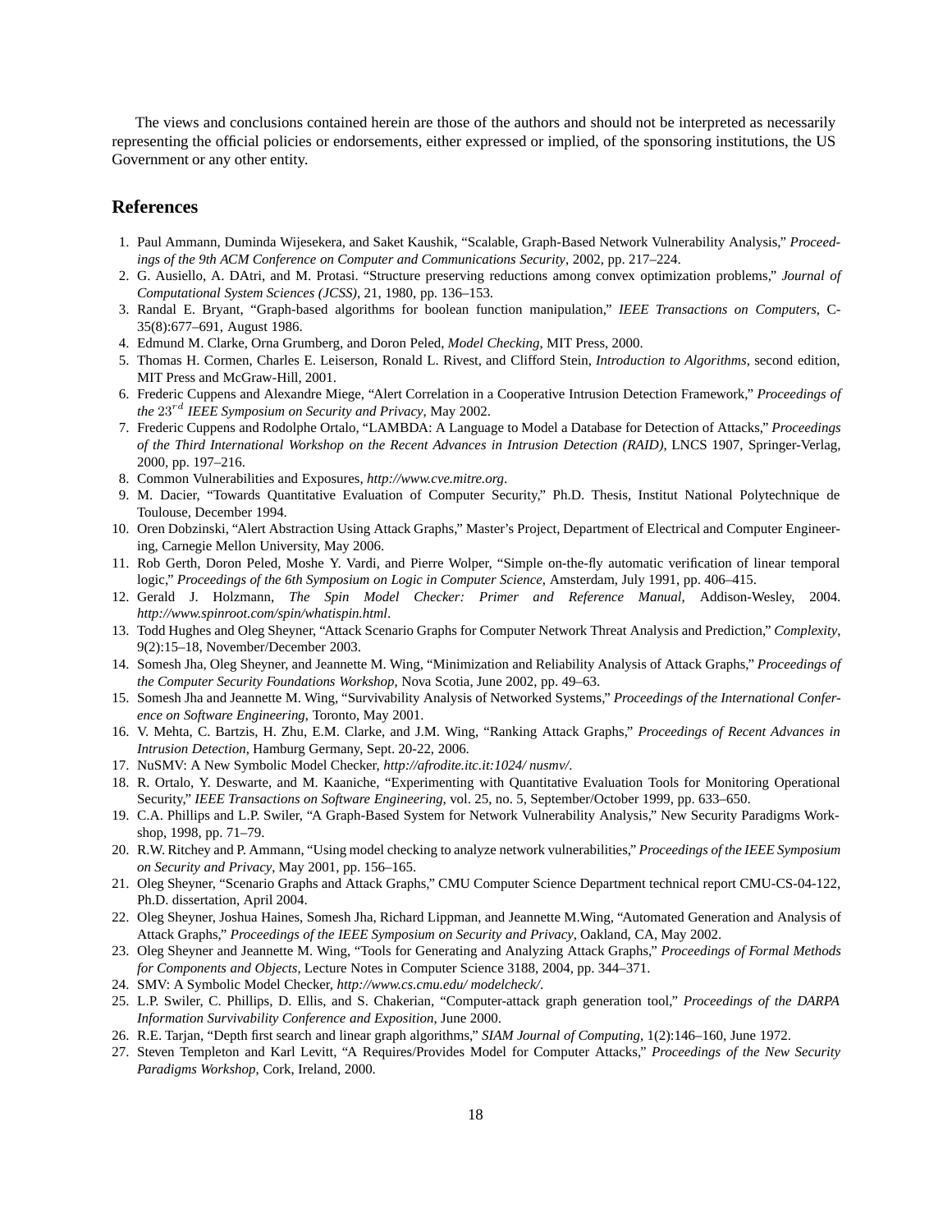The views and conclusions contained herein are those of the authors and should not be interpreted as necessarily representing the official policies or endorsements, either expressed or implied, of the sponsoring institutions, the US Government or any other entity.

## References

1. Paul Ammann, Duminda Wijesekera, and Saket Kaushik, "Scalable, Graph-Based Network Vulnerability Analysis," *Proceedings of the 9th ACM Conference on Computer and Communications Security*, 2002, pp. 217–224.
2. G. Ausiello, A. DAtri, and M. Protasi. "Structure preserving reductions among convex optimization problems," *Journal of Computational System Sciences (JCSS)*, 21, 1980, pp. 136–153.
3. Randal E. Bryant, "Graph-based algorithms for boolean function manipulation," *IEEE Transactions on Computers*, C-35(8):677–691, August 1986.
4. Edmund M. Clarke, Orna Grumberg, and Doron Peled, *Model Checking*, MIT Press, 2000.
5. Thomas H. Cormen, Charles E. Leiserson, Ronald L. Rivest, and Clifford Stein, *Introduction to Algorithms*, second edition, MIT Press and McGraw-Hill, 2001.
6. Frederic Cuppens and Alexandre Miege, "Alert Correlation in a Cooperative Intrusion Detection Framework," *Proceedings of the $23^{rd}$ IEEE Symposium on Security and Privacy*, May 2002.
7. Frederic Cuppens and Rodolphe Ortalo, "LAMBDA: A Language to Model a Database for Detection of Attacks," *Proceedings of the Third International Workshop on the Recent Advances in Intrusion Detection (RAID)*, LNCS 1907, Springer-Verlag, 2000, pp. 197–216.
8. Common Vulnerabilities and Exposures, *http://www.cve.mitre.org*.
9. M. Dacier, "Towards Quantitative Evaluation of Computer Security," Ph.D. Thesis, Institut National Polytechnique de Toulouse, December 1994.
10. Oren Dobzinski, "Alert Abstraction Using Attack Graphs," Master's Project, Department of Electrical and Computer Engineering, Carnegie Mellon University, May 2006.
11. Rob Gerth, Doron Peled, Moshe Y. Vardi, and Pierre Wolper, "Simple on-the-fly automatic verification of linear temporal logic," *Proceedings of the 6th Symposium on Logic in Computer Science*, Amsterdam, July 1991, pp. 406–415.
12. Gerald J. Holzmann, *The Spin Model Checker: Primer and Reference Manual*, Addison-Wesley, 2004. *http://www.spinroot.com/spin/whatispin.html*.
13. Todd Hughes and Oleg Sheyner, "Attack Scenario Graphs for Computer Network Threat Analysis and Prediction," *Complexity*, 9(2):15–18, November/December 2003.
14. Somesh Jha, Oleg Sheyner, and Jeannette M. Wing, "Minimization and Reliability Analysis of Attack Graphs," *Proceedings of the Computer Security Foundations Workshop*, Nova Scotia, June 2002, pp. 49–63.
15. Somesh Jha and Jeannette M. Wing, "Survivability Analysis of Networked Systems," *Proceedings of the International Conference on Software Engineering*, Toronto, May 2001.
16. V. Mehta, C. Bartzis, H. Zhu, E.M. Clarke, and J.M. Wing, "Ranking Attack Graphs," *Proceedings of Recent Advances in Intrusion Detection*, Hamburg Germany, Sept. 20-22, 2006.
17. NuSMV: A New Symbolic Model Checker, *http://afrodite.itc.it:1024/ nusmv/*.
18. R. Ortalo, Y. Deswarte, and M. Kaaniche, "Experimenting with Quantitative Evaluation Tools for Monitoring Operational Security," *IEEE Transactions on Software Engineering*, vol. 25, no. 5, September/October 1999, pp. 633–650.
19. C.A. Phillips and L.P. Swiler, "A Graph-Based System for Network Vulnerability Analysis," New Security Paradigms Workshop, 1998, pp. 71–79.
20. R.W. Ritchey and P. Ammann, "Using model checking to analyze network vulnerabilities," *Proceedings of the IEEE Symposium on Security and Privacy*, May 2001, pp. 156–165.
21. Oleg Sheyner, "Scenario Graphs and Attack Graphs," CMU Computer Science Department technical report CMU-CS-04-122, Ph.D. dissertation, April 2004.
22. Oleg Sheyner, Joshua Haines, Somesh Jha, Richard Lippman, and Jeannette M.Wing, "Automated Generation and Analysis of Attack Graphs," *Proceedings of the IEEE Symposium on Security and Privacy*, Oakland, CA, May 2002.
23. Oleg Sheyner and Jeannette M. Wing, "Tools for Generating and Analyzing Attack Graphs," *Proceedings of Formal Methods for Components and Objects*, Lecture Notes in Computer Science 3188, 2004, pp. 344–371.
24. SMV: A Symbolic Model Checker, *http://www.cs.cmu.edu/ modelcheck/*.
25. L.P. Swiler, C. Phillips, D. Ellis, and S. Chakerian, "Computer-attack graph generation tool," *Proceedings of the DARPA Information Survivability Conference and Exposition*, June 2000.
26. R.E. Tarjan, "Depth first search and linear graph algorithms," *SIAM Journal of Computing*, 1(2):146–160, June 1972.
27. Steven Templeton and Karl Levitt, "A Requires/Provides Model for Computer Attacks," *Proceedings of the New Security Paradigms Workshop*, Cork, Ireland, 2000.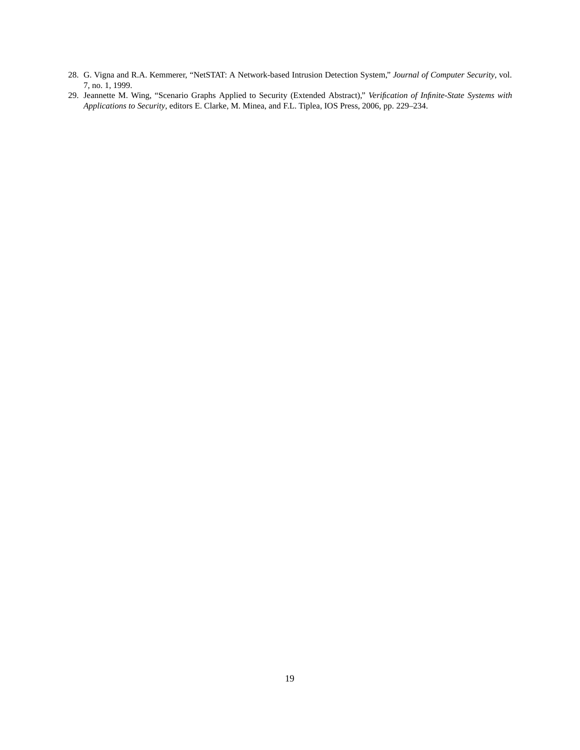28. G. Vigna and R.A. Kemmerer, “NetSTAT: A Network-based Intrusion Detection System,” *Journal of Computer Security*, vol. 7, no. 1, 1999.
29. Jeannette M. Wing, “Scenario Graphs Applied to Security (Extended Abstract),” *Verification of Infinite-State Systems with Applications to Security*, editors E. Clarke, M. Minea, and F.L. Tiplea, IOS Press, 2006, pp. 229–234.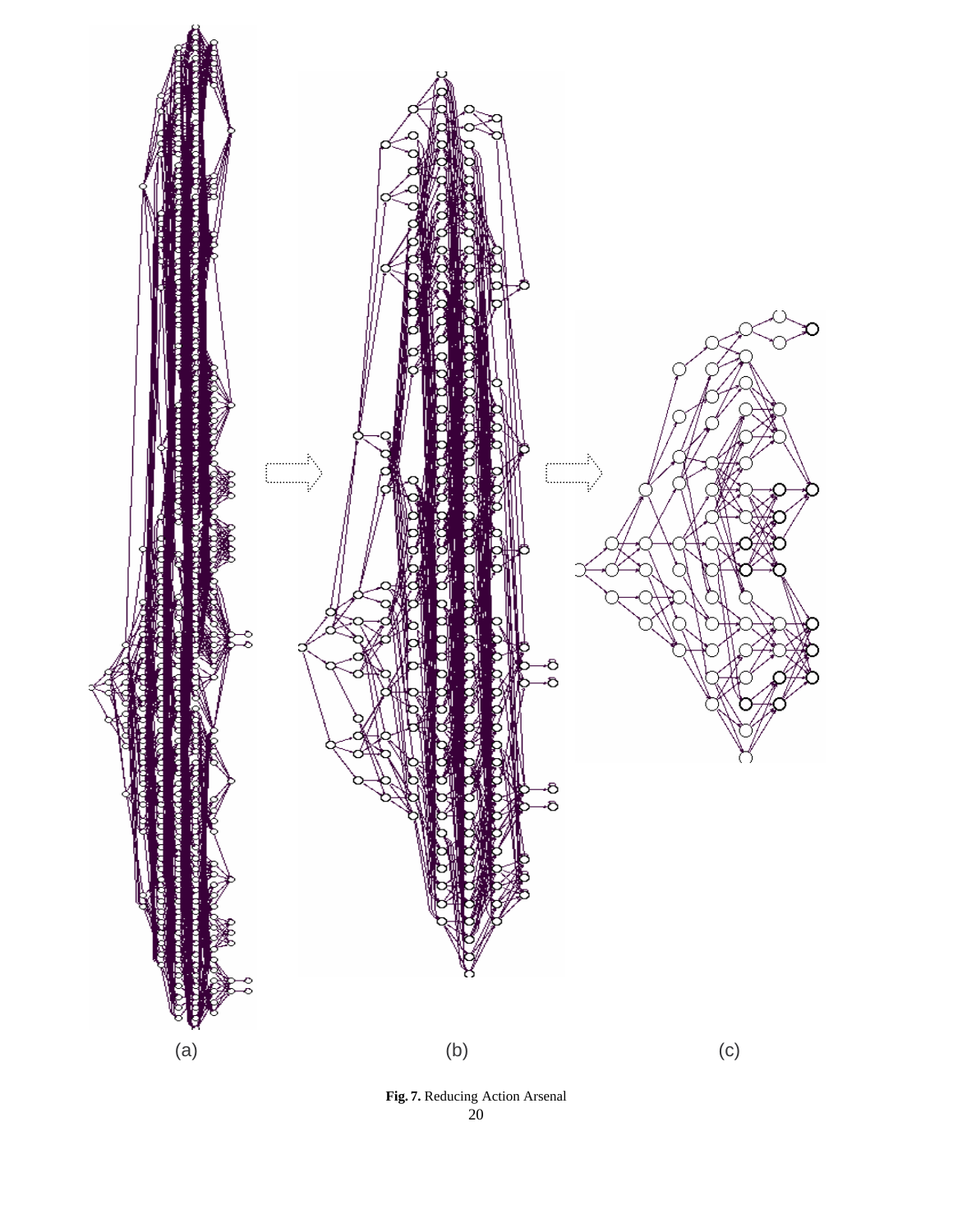(a) (b) (c)

**Fig. 7.** Reducing Action Arsenal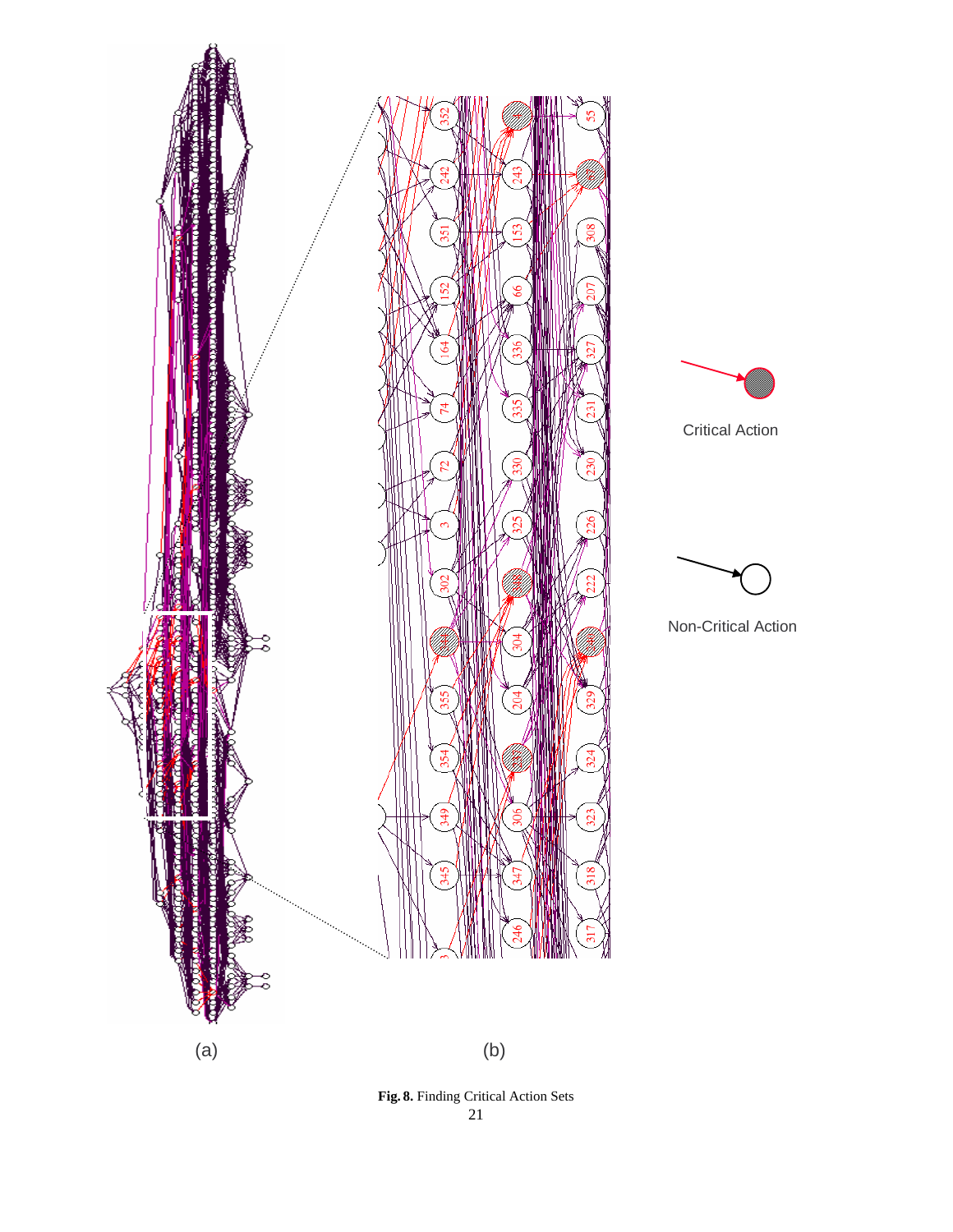(a)

(b)

Critical Action

Non-Critical Action

**Fig. 8.** Finding Critical Action Sets